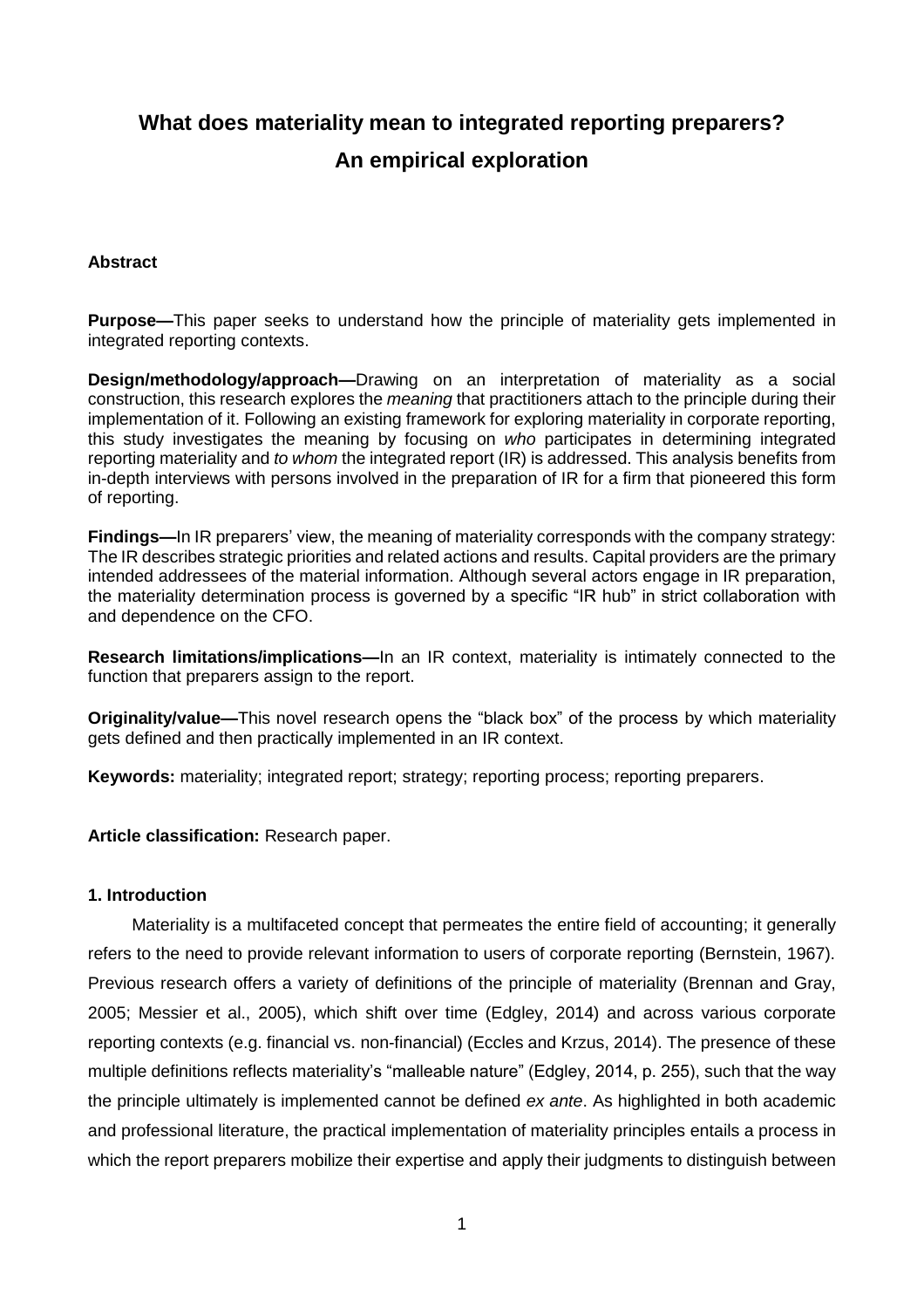# What does materiality mean to integrated reporting preparers? An empirical exploration

**Abstract**

**Purpose—**This paper seeks to understand how the principle of materiality gets implemented in integrated reporting contexts.

**Design/methodology/approach—**Drawing on an interpretation of materiality as a social construction, this research explores the *meaning* that practitioners attach to the principle during their implementation of it. Following an existing framework for exploring materiality in corporate reporting, this study investigates the meaning by focusing on *who* participates in determining integrated reporting materiality and *to whom* the integrated report (IR) is addressed. This analysis benefits from in-depth interviews with persons involved in the preparation of IR for a firm that pioneered this form of reporting.

**Findings—**In IR preparers' view, the meaning of materiality corresponds with the company strategy: The IR describes strategic priorities and related actions and results. Capital providers are the primary intended addressees of the material information. Although several actors engage in IR preparation, the materiality determination process is governed by a specific "IR hub" in strict collaboration with and dependence on the CFO.

**Research limitations/implications—**In an IR context, materiality is intimately connected to the function that preparers assign to the report.

**Originality/value—**This novel research opens the "black box" of the process by which materiality gets defined and then practically implemented in an IR context.

**Keywords:** materiality; integrated report; strategy; reporting process; reporting preparers.

**Article classification:** Research paper.

## 1. Introduction

Materiality is a multifaceted concept that permeates the entire field of accounting; it generally refers to the need to provide relevant information to users of corporate reporting (Bernstein, 1967). Previous research offers a variety of definitions of the principle of materiality (Brennan and Gray, 2005; Messier et al., 2005), which shift over time (Edgley, 2014) and across various corporate reporting contexts (e.g. financial vs. non-financial) (Eccles and Krzus, 2014). The presence of these multiple definitions reflects materiality's "malleable nature" (Edgley, 2014, p. 255), such that the way the principle ultimately is implemented cannot be defined *ex ante*. As highlighted in both academic and professional literature, the practical implementation of materiality principles entails a process in which the report preparers mobilize their expertise and apply their judgments to distinguish between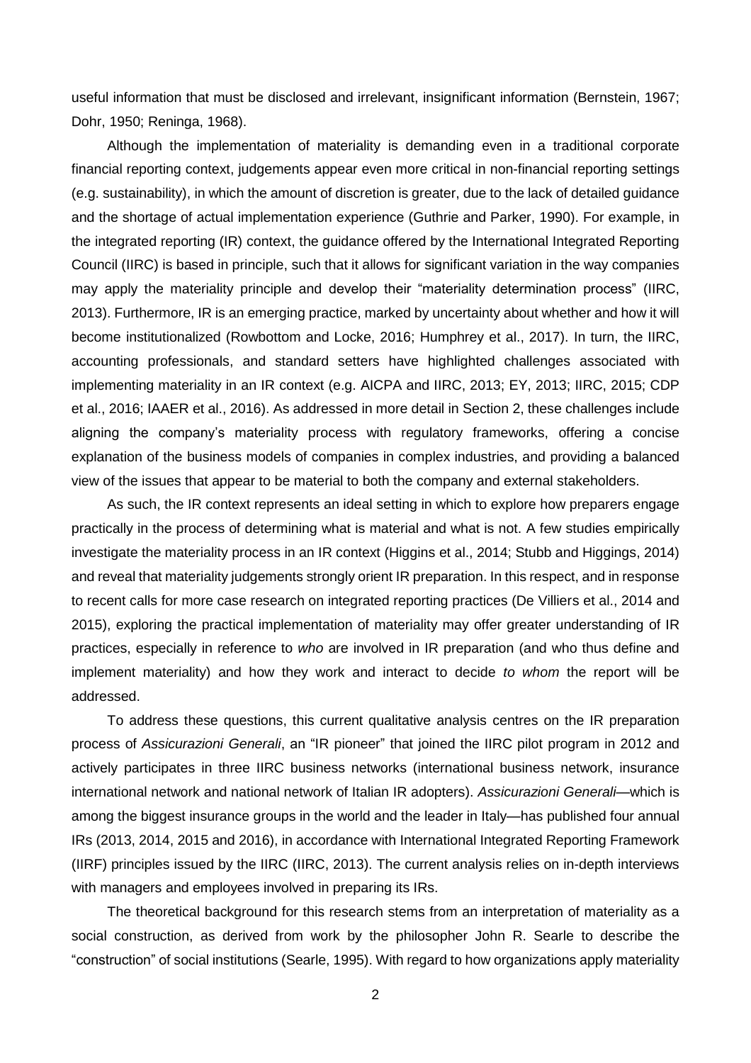useful information that must be disclosed and irrelevant, insignificant information (Bernstein, 1967; Dohr, 1950; Reninga, 1968).

Although the implementation of materiality is demanding even in a traditional corporate financial reporting context, judgements appear even more critical in non-financial reporting settings (e.g. sustainability), in which the amount of discretion is greater, due to the lack of detailed guidance and the shortage of actual implementation experience (Guthrie and Parker, 1990). For example, in the integrated reporting (IR) context, the guidance offered by the International Integrated Reporting Council (IIRC) is based in principle, such that it allows for significant variation in the way companies may apply the materiality principle and develop their "materiality determination process" (IIRC, 2013). Furthermore, IR is an emerging practice, marked by uncertainty about whether and how it will become institutionalized (Rowbottom and Locke, 2016; Humphrey et al., 2017). In turn, the IIRC, accounting professionals, and standard setters have highlighted challenges associated with implementing materiality in an IR context (e.g. AICPA and IIRC, 2013; EY, 2013; IIRC, 2015; CDP et al., 2016; IAAER et al., 2016). As addressed in more detail in Section 2, these challenges include aligning the company's materiality process with regulatory frameworks, offering a concise explanation of the business models of companies in complex industries, and providing a balanced view of the issues that appear to be material to both the company and external stakeholders.

As such, the IR context represents an ideal setting in which to explore how preparers engage practically in the process of determining what is material and what is not. A few studies empirically investigate the materiality process in an IR context (Higgins et al., 2014; Stubb and Higgings, 2014) and reveal that materiality judgements strongly orient IR preparation. In this respect, and in response to recent calls for more case research on integrated reporting practices (De Villiers et al., 2014 and 2015), exploring the practical implementation of materiality may offer greater understanding of IR practices, especially in reference to *who* are involved in IR preparation (and who thus define and implement materiality) and how they work and interact to decide *to whom* the report will be addressed.

To address these questions, this current qualitative analysis centres on the IR preparation process of *Assicurazioni Generali*, an "IR pioneer" that joined the IIRC pilot program in 2012 and actively participates in three IIRC business networks (international business network, insurance international network and national network of Italian IR adopters). *Assicurazioni Generali*—which is among the biggest insurance groups in the world and the leader in Italy—has published four annual IRs (2013, 2014, 2015 and 2016), in accordance with International Integrated Reporting Framework (IIRF) principles issued by the IIRC (IIRC, 2013). The current analysis relies on in-depth interviews with managers and employees involved in preparing its IRs.

The theoretical background for this research stems from an interpretation of materiality as a social construction, as derived from work by the philosopher John R. Searle to describe the "construction" of social institutions (Searle, 1995). With regard to how organizations apply materiality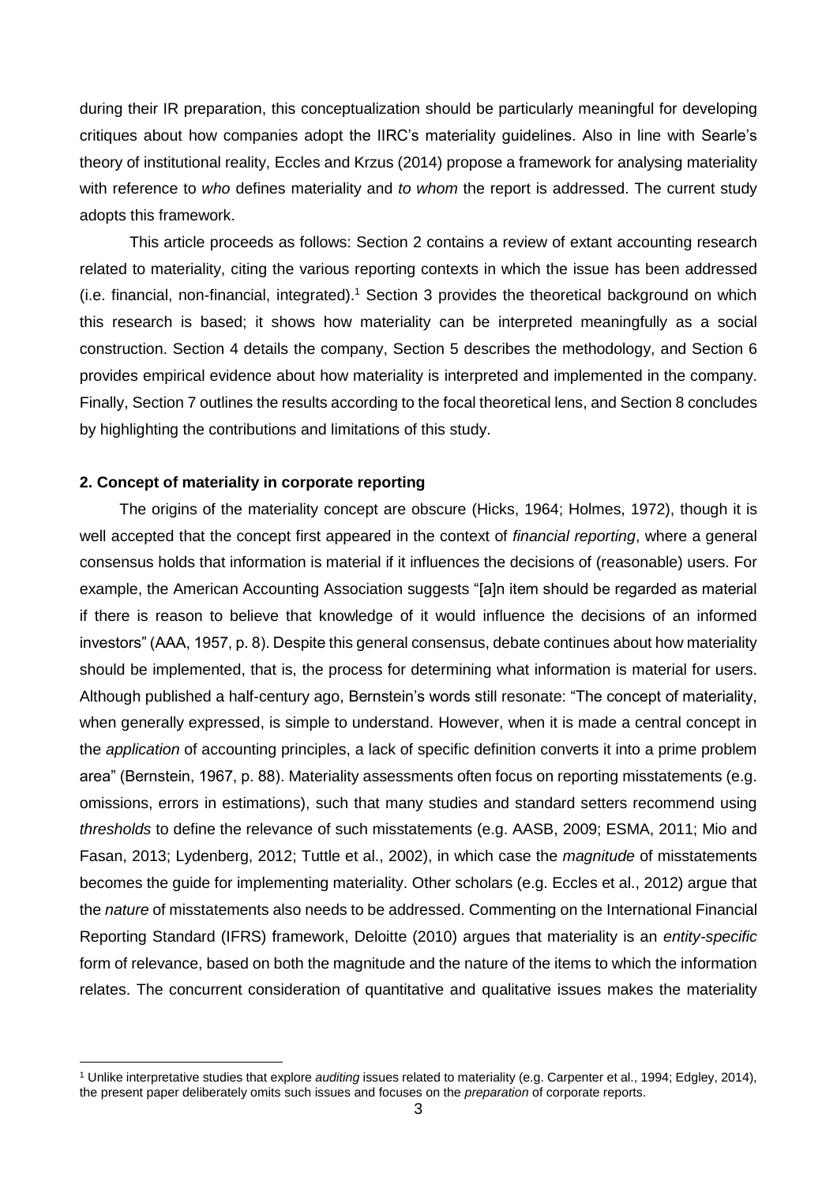during their IR preparation, this conceptualization should be particularly meaningful for developing critiques about how companies adopt the IIRC's materiality guidelines. Also in line with Searle's theory of institutional reality, Eccles and Krzus (2014) propose a framework for analysing materiality with reference to *who* defines materiality and *to whom* the report is addressed. The current study adopts this framework.

This article proceeds as follows: Section 2 contains a review of extant accounting research related to materiality, citing the various reporting contexts in which the issue has been addressed (i.e. financial, non-financial, integrated).[1] Section 3 provides the theoretical background on which this research is based; it shows how materiality can be interpreted meaningfully as a social construction. Section 4 details the company, Section 5 describes the methodology, and Section 6 provides empirical evidence about how materiality is interpreted and implemented in the company. Finally, Section 7 outlines the results according to the focal theoretical lens, and Section 8 concludes by highlighting the contributions and limitations of this study.

## 2. Concept of materiality in corporate reporting

The origins of the materiality concept are obscure (Hicks, 1964; Holmes, 1972), though it is well accepted that the concept first appeared in the context of *financial reporting*, where a general consensus holds that information is material if it influences the decisions of (reasonable) users. For example, the American Accounting Association suggests "[a]n item should be regarded as material if there is reason to believe that knowledge of it would influence the decisions of an informed investors" (AAA, 1957, p. 8). Despite this general consensus, debate continues about how materiality should be implemented, that is, the process for determining what information is material for users. Although published a half-century ago, Bernstein's words still resonate: "The concept of materiality, when generally expressed, is simple to understand. However, when it is made a central concept in the *application* of accounting principles, a lack of specific definition converts it into a prime problem area" (Bernstein, 1967, p. 88). Materiality assessments often focus on reporting misstatements (e.g. omissions, errors in estimations), such that many studies and standard setters recommend using *thresholds* to define the relevance of such misstatements (e.g. AASB, 2009; ESMA, 2011; Mio and Fasan, 2013; Lydenberg, 2012; Tuttle et al., 2002), in which case the *magnitude* of misstatements becomes the guide for implementing materiality. Other scholars (e.g. Eccles et al., 2012) argue that the *nature* of misstatements also needs to be addressed. Commenting on the International Financial Reporting Standard (IFRS) framework, Deloitte (2010) argues that materiality is an *entity-specific* form of relevance, based on both the magnitude and the nature of the items to which the information relates. The concurrent consideration of quantitative and qualitative issues makes the materiality

[1] Unlike interpretative studies that explore *auditing* issues related to materiality (e.g. Carpenter et al., 1994; Edgley, 2014), the present paper deliberately omits such issues and focuses on the *preparation* of corporate reports.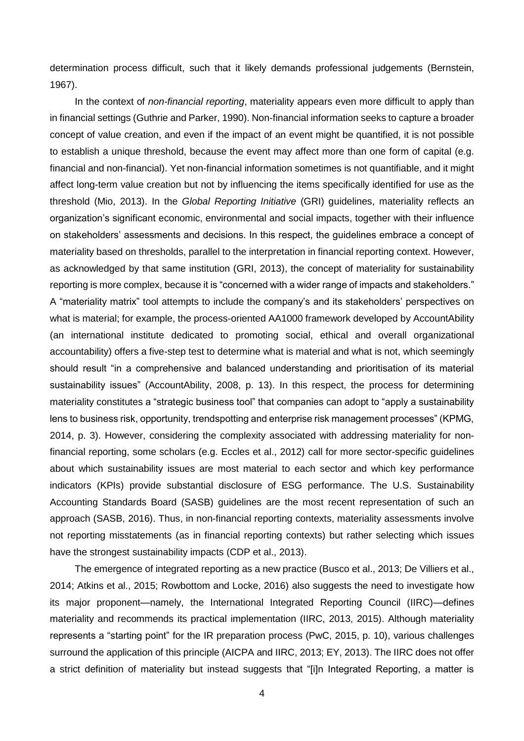determination process difficult, such that it likely demands professional judgements (Bernstein, 1967).

In the context of *non-financial reporting*, materiality appears even more difficult to apply than in financial settings (Guthrie and Parker, 1990). Non-financial information seeks to capture a broader concept of value creation, and even if the impact of an event might be quantified, it is not possible to establish a unique threshold, because the event may affect more than one form of capital (e.g. financial and non-financial). Yet non-financial information sometimes is not quantifiable, and it might affect long-term value creation but not by influencing the items specifically identified for use as the threshold (Mio, 2013). In the *Global Reporting Initiative* (GRI) guidelines, materiality reflects an organization's significant economic, environmental and social impacts, together with their influence on stakeholders' assessments and decisions. In this respect, the guidelines embrace a concept of materiality based on thresholds, parallel to the interpretation in financial reporting context. However, as acknowledged by that same institution (GRI, 2013), the concept of materiality for sustainability reporting is more complex, because it is "concerned with a wider range of impacts and stakeholders." A "materiality matrix" tool attempts to include the company's and its stakeholders' perspectives on what is material; for example, the process-oriented AA1000 framework developed by AccountAbility (an international institute dedicated to promoting social, ethical and overall organizational accountability) offers a five-step test to determine what is material and what is not, which seemingly should result "in a comprehensive and balanced understanding and prioritisation of its material sustainability issues" (AccountAbility, 2008, p. 13). In this respect, the process for determining materiality constitutes a "strategic business tool" that companies can adopt to "apply a sustainability lens to business risk, opportunity, trendspotting and enterprise risk management processes" (KPMG, 2014, p. 3). However, considering the complexity associated with addressing materiality for non-financial reporting, some scholars (e.g. Eccles et al., 2012) call for more sector-specific guidelines about which sustainability issues are most material to each sector and which key performance indicators (KPIs) provide substantial disclosure of ESG performance. The U.S. Sustainability Accounting Standards Board (SASB) guidelines are the most recent representation of such an approach (SASB, 2016). Thus, in non-financial reporting contexts, materiality assessments involve not reporting misstatements (as in financial reporting contexts) but rather selecting which issues have the strongest sustainability impacts (CDP et al., 2013).

The emergence of integrated reporting as a new practice (Busco et al., 2013; De Villiers et al., 2014; Atkins et al., 2015; Rowbottom and Locke, 2016) also suggests the need to investigate how its major proponent—namely, the International Integrated Reporting Council (IIRC)—defines materiality and recommends its practical implementation (IIRC, 2013, 2015). Although materiality represents a "starting point" for the IR preparation process (PwC, 2015, p. 10), various challenges surround the application of this principle (AICPA and IIRC, 2013; EY, 2013). The IIRC does not offer a strict definition of materiality but instead suggests that "[i]n Integrated Reporting, a matter is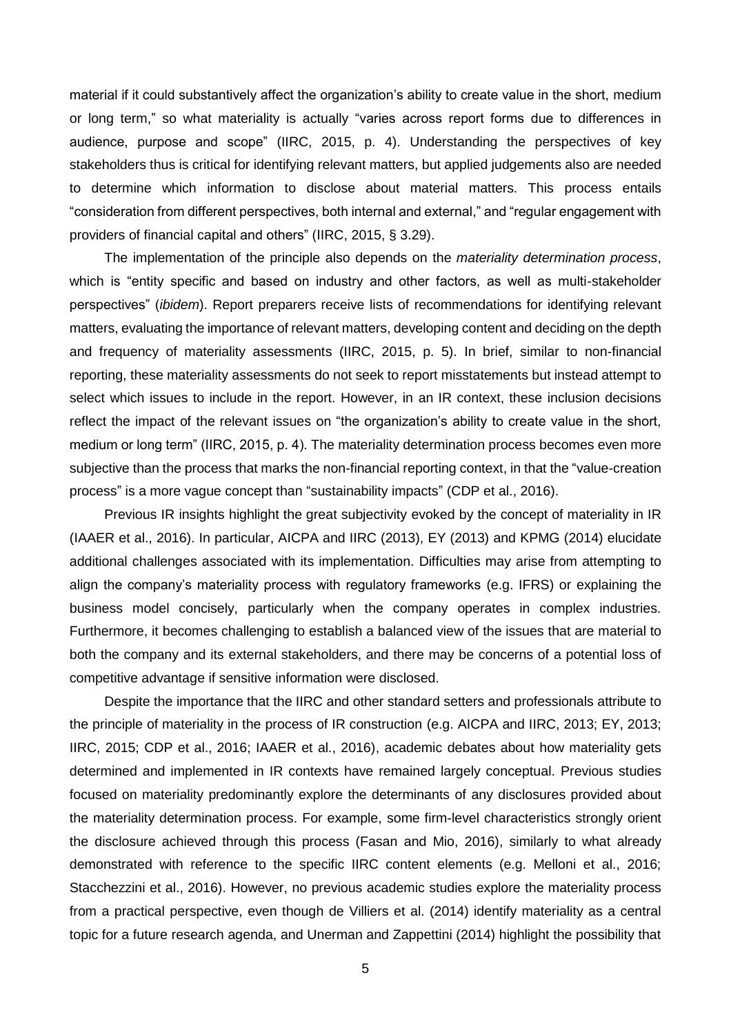material if it could substantively affect the organization's ability to create value in the short, medium or long term," so what materiality is actually "varies across report forms due to differences in audience, purpose and scope" (IIRC, 2015, p. 4). Understanding the perspectives of key stakeholders thus is critical for identifying relevant matters, but applied judgements also are needed to determine which information to disclose about material matters. This process entails "consideration from different perspectives, both internal and external," and "regular engagement with providers of financial capital and others" (IIRC, 2015, § 3.29).

The implementation of the principle also depends on the *materiality determination process*, which is "entity specific and based on industry and other factors, as well as multi-stakeholder perspectives" (*ibidem*). Report preparers receive lists of recommendations for identifying relevant matters, evaluating the importance of relevant matters, developing content and deciding on the depth and frequency of materiality assessments (IIRC, 2015, p. 5). In brief, similar to non-financial reporting, these materiality assessments do not seek to report misstatements but instead attempt to select which issues to include in the report. However, in an IR context, these inclusion decisions reflect the impact of the relevant issues on "the organization's ability to create value in the short, medium or long term" (IIRC, 2015, p. 4). The materiality determination process becomes even more subjective than the process that marks the non-financial reporting context, in that the "value-creation process" is a more vague concept than "sustainability impacts" (CDP et al., 2016).

Previous IR insights highlight the great subjectivity evoked by the concept of materiality in IR (IAAER et al., 2016). In particular, AICPA and IIRC (2013), EY (2013) and KPMG (2014) elucidate additional challenges associated with its implementation. Difficulties may arise from attempting to align the company's materiality process with regulatory frameworks (e.g. IFRS) or explaining the business model concisely, particularly when the company operates in complex industries. Furthermore, it becomes challenging to establish a balanced view of the issues that are material to both the company and its external stakeholders, and there may be concerns of a potential loss of competitive advantage if sensitive information were disclosed.

Despite the importance that the IIRC and other standard setters and professionals attribute to the principle of materiality in the process of IR construction (e.g. AICPA and IIRC, 2013; EY, 2013; IIRC, 2015; CDP et al., 2016; IAAER et al., 2016), academic debates about how materiality gets determined and implemented in IR contexts have remained largely conceptual. Previous studies focused on materiality predominantly explore the determinants of any disclosures provided about the materiality determination process. For example, some firm-level characteristics strongly orient the disclosure achieved through this process (Fasan and Mio, 2016), similarly to what already demonstrated with reference to the specific IIRC content elements (e.g. Melloni et al., 2016; Stacchezzini et al., 2016). However, no previous academic studies explore the materiality process from a practical perspective, even though de Villiers et al. (2014) identify materiality as a central topic for a future research agenda, and Unerman and Zappettini (2014) highlight the possibility that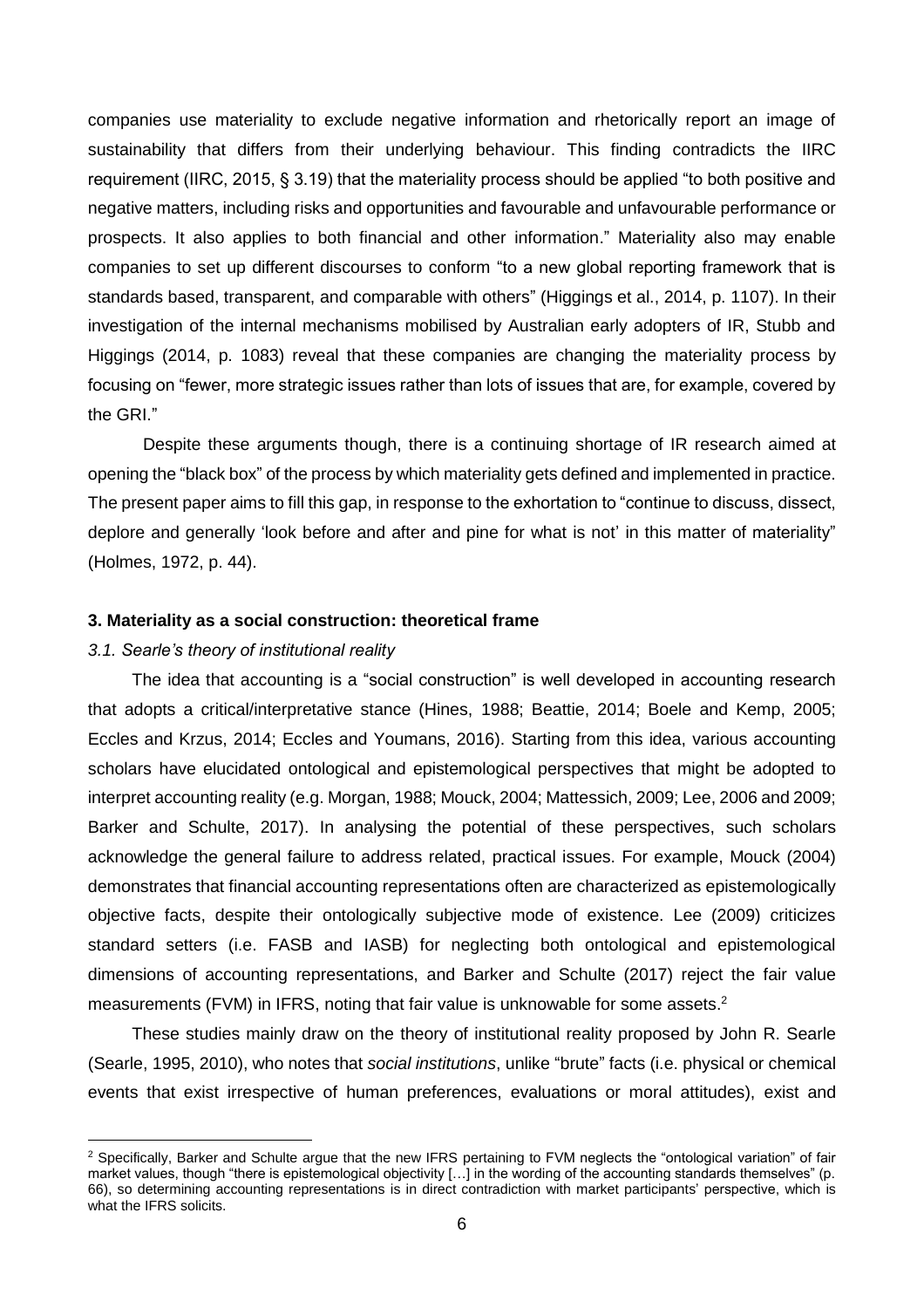companies use materiality to exclude negative information and rhetorically report an image of sustainability that differs from their underlying behaviour. This finding contradicts the IIRC requirement (IIRC, 2015, § 3.19) that the materiality process should be applied "to both positive and negative matters, including risks and opportunities and favourable and unfavourable performance or prospects. It also applies to both financial and other information." Materiality also may enable companies to set up different discourses to conform "to a new global reporting framework that is standards based, transparent, and comparable with others" (Higgings et al., 2014, p. 1107). In their investigation of the internal mechanisms mobilised by Australian early adopters of IR, Stubb and Higgings (2014, p. 1083) reveal that these companies are changing the materiality process by focusing on "fewer, more strategic issues rather than lots of issues that are, for example, covered by the GRI."

Despite these arguments though, there is a continuing shortage of IR research aimed at opening the "black box" of the process by which materiality gets defined and implemented in practice. The present paper aims to fill this gap, in response to the exhortation to "continue to discuss, dissect, deplore and generally 'look before and after and pine for what is not' in this matter of materiality" (Holmes, 1972, p. 44).

### 3. Materiality as a social construction: theoretical frame

#### *3.1. Searle's theory of institutional reality*

The idea that accounting is a "social construction" is well developed in accounting research that adopts a critical/interpretative stance (Hines, 1988; Beattie, 2014; Boele and Kemp, 2005; Eccles and Krzus, 2014; Eccles and Youmans, 2016). Starting from this idea, various accounting scholars have elucidated ontological and epistemological perspectives that might be adopted to interpret accounting reality (e.g. Morgan, 1988; Mouck, 2004; Mattessich, 2009; Lee, 2006 and 2009; Barker and Schulte, 2017). In analysing the potential of these perspectives, such scholars acknowledge the general failure to address related, practical issues. For example, Mouck (2004) demonstrates that financial accounting representations often are characterized as epistemologically objective facts, despite their ontologically subjective mode of existence. Lee (2009) criticizes standard setters (i.e. FASB and IASB) for neglecting both ontological and epistemological dimensions of accounting representations, and Barker and Schulte (2017) reject the fair value measurements (FVM) in IFRS, noting that fair value is unknowable for some assets.[2]

These studies mainly draw on the theory of institutional reality proposed by John R. Searle (Searle, 1995, 2010), who notes that *social institutions*, unlike "brute" facts (i.e. physical or chemical events that exist irrespective of human preferences, evaluations or moral attitudes), exist and

[2] Specifically, Barker and Schulte argue that the new IFRS pertaining to FVM neglects the "ontological variation" of fair market values, though "there is epistemological objectivity […] in the wording of the accounting standards themselves" (p. 66), so determining accounting representations is in direct contradiction with market participants' perspective, which is what the IFRS solicits.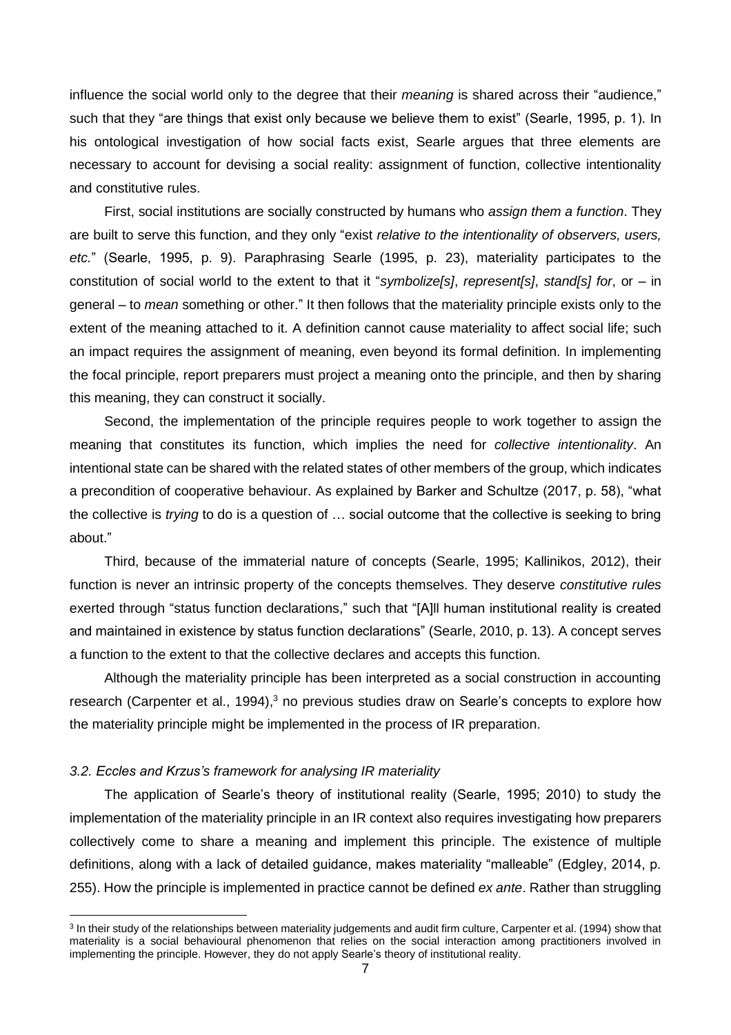influence the social world only to the degree that their *meaning* is shared across their "audience," such that they "are things that exist only because we believe them to exist" (Searle, 1995, p. 1). In his ontological investigation of how social facts exist, Searle argues that three elements are necessary to account for devising a social reality: assignment of function, collective intentionality and constitutive rules.

First, social institutions are socially constructed by humans who *assign them a function*. They are built to serve this function, and they only "exist *relative to the intentionality of observers, users, etc.*" (Searle, 1995, p. 9). Paraphrasing Searle (1995, p. 23), materiality participates to the constitution of social world to the extent to that it "*symbolize[s]*, *represent[s]*, *stand[s] for*, or – in general – to *mean* something or other." It then follows that the materiality principle exists only to the extent of the meaning attached to it. A definition cannot cause materiality to affect social life; such an impact requires the assignment of meaning, even beyond its formal definition. In implementing the focal principle, report preparers must project a meaning onto the principle, and then by sharing this meaning, they can construct it socially.

Second, the implementation of the principle requires people to work together to assign the meaning that constitutes its function, which implies the need for *collective intentionality*. An intentional state can be shared with the related states of other members of the group, which indicates a precondition of cooperative behaviour. As explained by Barker and Schultze (2017, p. 58), "what the collective is *trying* to do is a question of … social outcome that the collective is seeking to bring about."

Third, because of the immaterial nature of concepts (Searle, 1995; Kallinikos, 2012), their function is never an intrinsic property of the concepts themselves. They deserve *constitutive rules* exerted through "status function declarations," such that "[A]ll human institutional reality is created and maintained in existence by status function declarations" (Searle, 2010, p. 13). A concept serves a function to the extent to that the collective declares and accepts this function.

Although the materiality principle has been interpreted as a social construction in accounting research (Carpenter et al., 1994),[3] no previous studies draw on Searle's concepts to explore how the materiality principle might be implemented in the process of IR preparation.

### *3.2. Eccles and Krzus's framework for analysing IR materiality*

The application of Searle's theory of institutional reality (Searle, 1995; 2010) to study the implementation of the materiality principle in an IR context also requires investigating how preparers collectively come to share a meaning and implement this principle. The existence of multiple definitions, along with a lack of detailed guidance, makes materiality "malleable" (Edgley, 2014, p. 255). How the principle is implemented in practice cannot be defined *ex ante*. Rather than struggling

[3] In their study of the relationships between materiality judgements and audit firm culture, Carpenter et al. (1994) show that materiality is a social behavioural phenomenon that relies on the social interaction among practitioners involved in implementing the principle. However, they do not apply Searle's theory of institutional reality.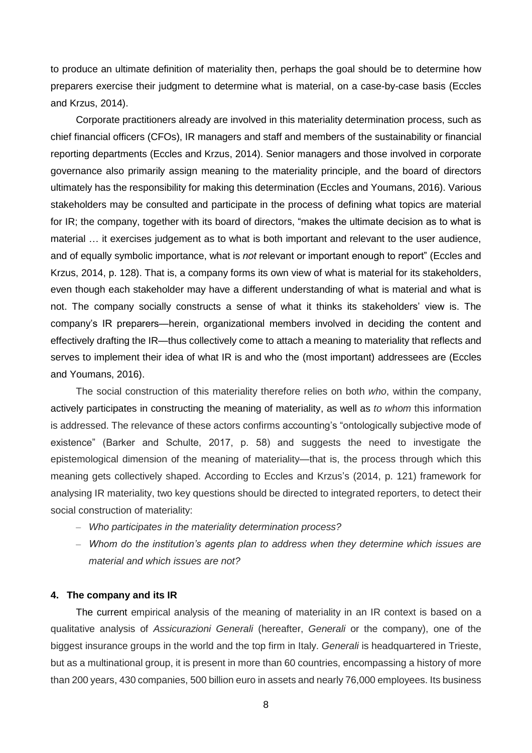to produce an ultimate definition of materiality then, perhaps the goal should be to determine how preparers exercise their judgment to determine what is material, on a case-by-case basis (Eccles and Krzus, 2014).

Corporate practitioners already are involved in this materiality determination process, such as chief financial officers (CFOs), IR managers and staff and members of the sustainability or financial reporting departments (Eccles and Krzus, 2014). Senior managers and those involved in corporate governance also primarily assign meaning to the materiality principle, and the board of directors ultimately has the responsibility for making this determination (Eccles and Youmans, 2016). Various stakeholders may be consulted and participate in the process of defining what topics are material for IR; the company, together with its board of directors, "makes the ultimate decision as to what is material … it exercises judgement as to what is both important and relevant to the user audience, and of equally symbolic importance, what is *not* relevant or important enough to report" (Eccles and Krzus, 2014, p. 128). That is, a company forms its own view of what is material for its stakeholders, even though each stakeholder may have a different understanding of what is material and what is not. The company socially constructs a sense of what it thinks its stakeholders' view is. The company's IR preparers—herein, organizational members involved in deciding the content and effectively drafting the IR—thus collectively come to attach a meaning to materiality that reflects and serves to implement their idea of what IR is and who the (most important) addressees are (Eccles and Youmans, 2016).

The social construction of this materiality therefore relies on both *who*, within the company, actively participates in constructing the meaning of materiality, as well as *to whom* this information is addressed. The relevance of these actors confirms accounting's "ontologically subjective mode of existence" (Barker and Schulte, 2017, p. 58) and suggests the need to investigate the epistemological dimension of the meaning of materiality—that is, the process through which this meaning gets collectively shaped. According to Eccles and Krzus's (2014, p. 121) framework for analysing IR materiality, two key questions should be directed to integrated reporters, to detect their social construction of materiality:

- *Who participates in the materiality determination process?*
- *Whom do the institution's agents plan to address when they determine which issues are material and which issues are not?*

## 4. The company and its IR

The current empirical analysis of the meaning of materiality in an IR context is based on a qualitative analysis of *Assicurazioni Generali* (hereafter, *Generali* or the company), one of the biggest insurance groups in the world and the top firm in Italy. *Generali* is headquartered in Trieste, but as a multinational group, it is present in more than 60 countries, encompassing a history of more than 200 years, 430 companies, 500 billion euro in assets and nearly 76,000 employees. Its business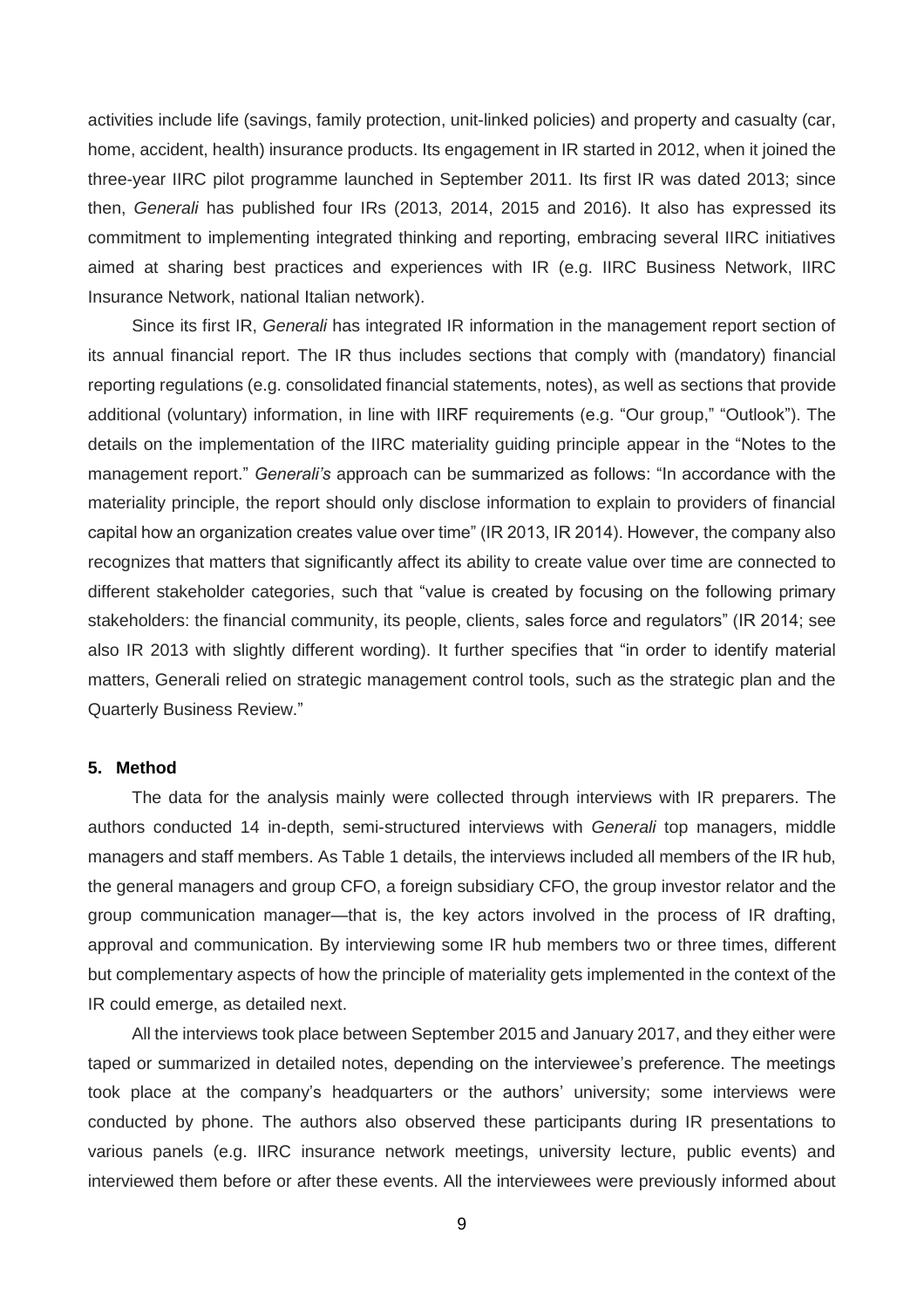activities include life (savings, family protection, unit-linked policies) and property and casualty (car, home, accident, health) insurance products. Its engagement in IR started in 2012, when it joined the three-year IIRC pilot programme launched in September 2011. Its first IR was dated 2013; since then, *Generali* has published four IRs (2013, 2014, 2015 and 2016). It also has expressed its commitment to implementing integrated thinking and reporting, embracing several IIRC initiatives aimed at sharing best practices and experiences with IR (e.g. IIRC Business Network, IIRC Insurance Network, national Italian network).

Since its first IR, *Generali* has integrated IR information in the management report section of its annual financial report. The IR thus includes sections that comply with (mandatory) financial reporting regulations (e.g. consolidated financial statements, notes), as well as sections that provide additional (voluntary) information, in line with IIRF requirements (e.g. "Our group," "Outlook"). The details on the implementation of the IIRC materiality guiding principle appear in the "Notes to the management report." *Generali's* approach can be summarized as follows: "In accordance with the materiality principle, the report should only disclose information to explain to providers of financial capital how an organization creates value over time" (IR 2013, IR 2014). However, the company also recognizes that matters that significantly affect its ability to create value over time are connected to different stakeholder categories, such that "value is created by focusing on the following primary stakeholders: the financial community, its people, clients, sales force and regulators" (IR 2014; see also IR 2013 with slightly different wording). It further specifies that "in order to identify material matters, Generali relied on strategic management control tools, such as the strategic plan and the Quarterly Business Review."

## 5. Method

The data for the analysis mainly were collected through interviews with IR preparers. The authors conducted 14 in-depth, semi-structured interviews with *Generali* top managers, middle managers and staff members. As Table 1 details, the interviews included all members of the IR hub, the general managers and group CFO, a foreign subsidiary CFO, the group investor relator and the group communication manager—that is, the key actors involved in the process of IR drafting, approval and communication. By interviewing some IR hub members two or three times, different but complementary aspects of how the principle of materiality gets implemented in the context of the IR could emerge, as detailed next.

All the interviews took place between September 2015 and January 2017, and they either were taped or summarized in detailed notes, depending on the interviewee's preference. The meetings took place at the company's headquarters or the authors' university; some interviews were conducted by phone. The authors also observed these participants during IR presentations to various panels (e.g. IIRC insurance network meetings, university lecture, public events) and interviewed them before or after these events. All the interviewees were previously informed about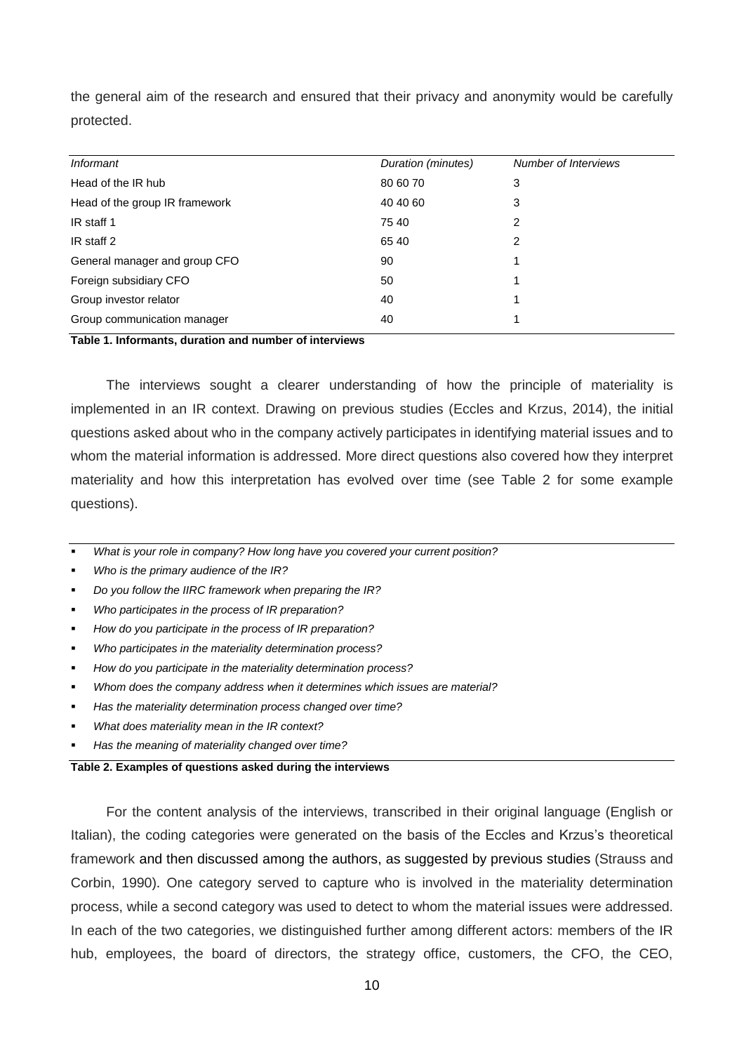the general aim of the research and ensured that their privacy and anonymity would be carefully protected.

| *Informant* | *Duration (minutes)* | *Number of Interviews* |
|---|---|---|
| Head of the IR hub | 80 60 70 | 3 |
| Head of the group IR framework | 40 40 60 | 3 |
| IR staff 1 | 75 40 | 2 |
| IR staff 2 | 65 40 | 2 |
| General manager and group CFO | 90 | 1 |
| Foreign subsidiary CFO | 50 | 1 |
| Group investor relator | 40 | 1 |
| Group communication manager | 40 | 1 |

**Table 1. Informants, duration and number of interviews**

The interviews sought a clearer understanding of how the principle of materiality is implemented in an IR context. Drawing on previous studies (Eccles and Krzus, 2014), the initial questions asked about who in the company actively participates in identifying material issues and to whom the material information is addressed. More direct questions also covered how they interpret materiality and how this interpretation has evolved over time (see Table 2 for some example questions).

- *What is your role in company? How long have you covered your current position?*
- *Who is the primary audience of the IR?*
- *Do you follow the IIRC framework when preparing the IR?*
- *Who participates in the process of IR preparation?*
- *How do you participate in the process of IR preparation?*
- *Who participates in the materiality determination process?*
- *How do you participate in the materiality determination process?*
- *Whom does the company address when it determines which issues are material?*
- *Has the materiality determination process changed over time?*
- *What does materiality mean in the IR context?*
- *Has the meaning of materiality changed over time?*

**Table 2. Examples of questions asked during the interviews**

For the content analysis of the interviews, transcribed in their original language (English or Italian), the coding categories were generated on the basis of the Eccles and Krzus's theoretical framework and then discussed among the authors, as suggested by previous studies (Strauss and Corbin, 1990). One category served to capture who is involved in the materiality determination process, while a second category was used to detect to whom the material issues were addressed. In each of the two categories, we distinguished further among different actors: members of the IR hub, employees, the board of directors, the strategy office, customers, the CFO, the CEO,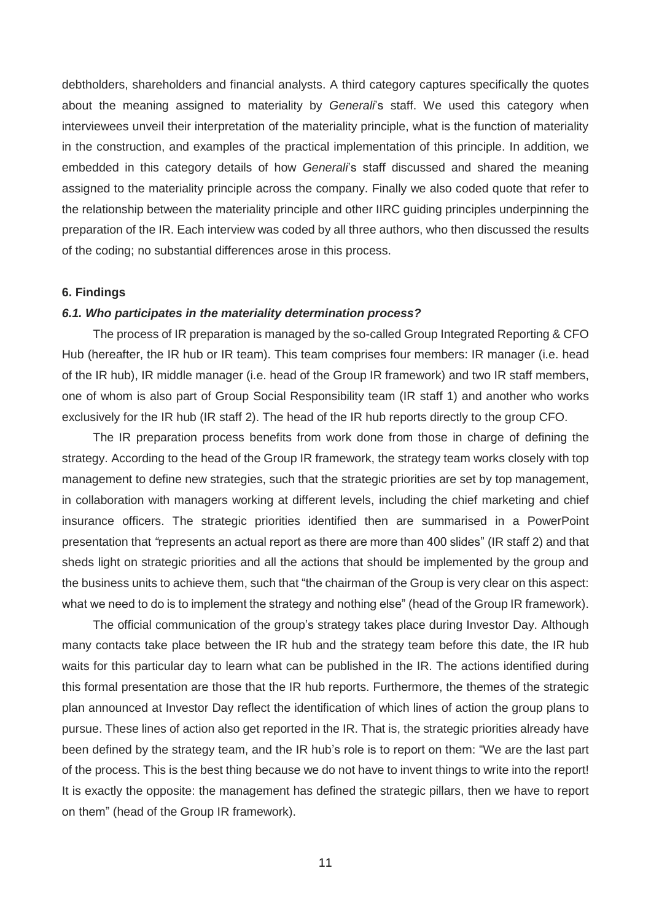debtholders, shareholders and financial analysts. A third category captures specifically the quotes about the meaning assigned to materiality by *Generali*'s staff. We used this category when interviewees unveil their interpretation of the materiality principle, what is the function of materiality in the construction, and examples of the practical implementation of this principle. In addition, we embedded in this category details of how *Generali*'s staff discussed and shared the meaning assigned to the materiality principle across the company. Finally we also coded quote that refer to the relationship between the materiality principle and other IIRC guiding principles underpinning the preparation of the IR. Each interview was coded by all three authors, who then discussed the results of the coding; no substantial differences arose in this process.

## 6. Findings

### *6.1. Who participates in the materiality determination process?*

The process of IR preparation is managed by the so-called Group Integrated Reporting & CFO Hub (hereafter, the IR hub or IR team). This team comprises four members: IR manager (i.e. head of the IR hub), IR middle manager (i.e. head of the Group IR framework) and two IR staff members, one of whom is also part of Group Social Responsibility team (IR staff 1) and another who works exclusively for the IR hub (IR staff 2). The head of the IR hub reports directly to the group CFO.

The IR preparation process benefits from work done from those in charge of defining the strategy. According to the head of the Group IR framework, the strategy team works closely with top management to define new strategies, such that the strategic priorities are set by top management, in collaboration with managers working at different levels, including the chief marketing and chief insurance officers. The strategic priorities identified then are summarised in a PowerPoint presentation that "represents an actual report as there are more than 400 slides" (IR staff 2) and that sheds light on strategic priorities and all the actions that should be implemented by the group and the business units to achieve them, such that "the chairman of the Group is very clear on this aspect: what we need to do is to implement the strategy and nothing else" (head of the Group IR framework).

The official communication of the group's strategy takes place during Investor Day. Although many contacts take place between the IR hub and the strategy team before this date, the IR hub waits for this particular day to learn what can be published in the IR. The actions identified during this formal presentation are those that the IR hub reports. Furthermore, the themes of the strategic plan announced at Investor Day reflect the identification of which lines of action the group plans to pursue. These lines of action also get reported in the IR. That is, the strategic priorities already have been defined by the strategy team, and the IR hub's role is to report on them: "We are the last part of the process. This is the best thing because we do not have to invent things to write into the report! It is exactly the opposite: the management has defined the strategic pillars, then we have to report on them" (head of the Group IR framework).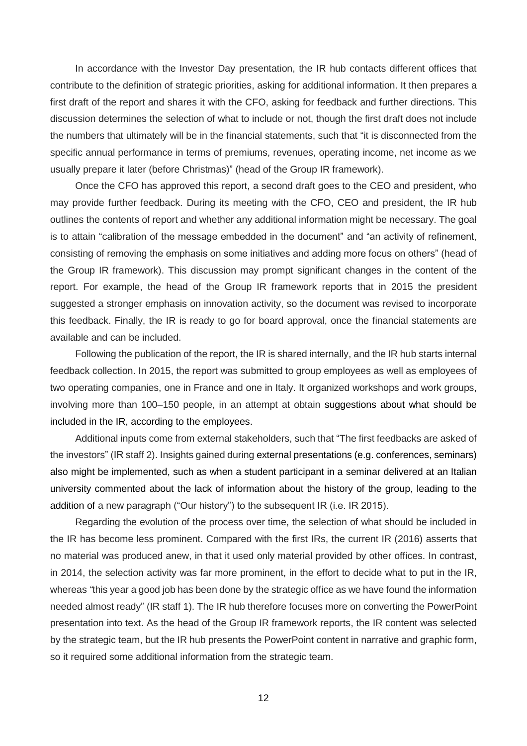In accordance with the Investor Day presentation, the IR hub contacts different offices that contribute to the definition of strategic priorities, asking for additional information. It then prepares a first draft of the report and shares it with the CFO, asking for feedback and further directions. This discussion determines the selection of what to include or not, though the first draft does not include the numbers that ultimately will be in the financial statements, such that "it is disconnected from the specific annual performance in terms of premiums, revenues, operating income, net income as we usually prepare it later (before Christmas)" (head of the Group IR framework).

Once the CFO has approved this report, a second draft goes to the CEO and president, who may provide further feedback. During its meeting with the CFO, CEO and president, the IR hub outlines the contents of report and whether any additional information might be necessary. The goal is to attain "calibration of the message embedded in the document" and "an activity of refinement, consisting of removing the emphasis on some initiatives and adding more focus on others" (head of the Group IR framework). This discussion may prompt significant changes in the content of the report. For example, the head of the Group IR framework reports that in 2015 the president suggested a stronger emphasis on innovation activity, so the document was revised to incorporate this feedback. Finally, the IR is ready to go for board approval, once the financial statements are available and can be included.

Following the publication of the report, the IR is shared internally, and the IR hub starts internal feedback collection. In 2015, the report was submitted to group employees as well as employees of two operating companies, one in France and one in Italy. It organized workshops and work groups, involving more than 100–150 people, in an attempt at obtain suggestions about what should be included in the IR, according to the employees.

Additional inputs come from external stakeholders, such that "The first feedbacks are asked of the investors" (IR staff 2). Insights gained during external presentations (e.g. conferences, seminars) also might be implemented, such as when a student participant in a seminar delivered at an Italian university commented about the lack of information about the history of the group, leading to the addition of a new paragraph ("Our history") to the subsequent IR (i.e. IR 2015).

Regarding the evolution of the process over time, the selection of what should be included in the IR has become less prominent. Compared with the first IRs, the current IR (2016) asserts that no material was produced anew, in that it used only material provided by other offices. In contrast, in 2014, the selection activity was far more prominent, in the effort to decide what to put in the IR, whereas "this year a good job has been done by the strategic office as we have found the information needed almost ready" (IR staff 1). The IR hub therefore focuses more on converting the PowerPoint presentation into text. As the head of the Group IR framework reports, the IR content was selected by the strategic team, but the IR hub presents the PowerPoint content in narrative and graphic form, so it required some additional information from the strategic team.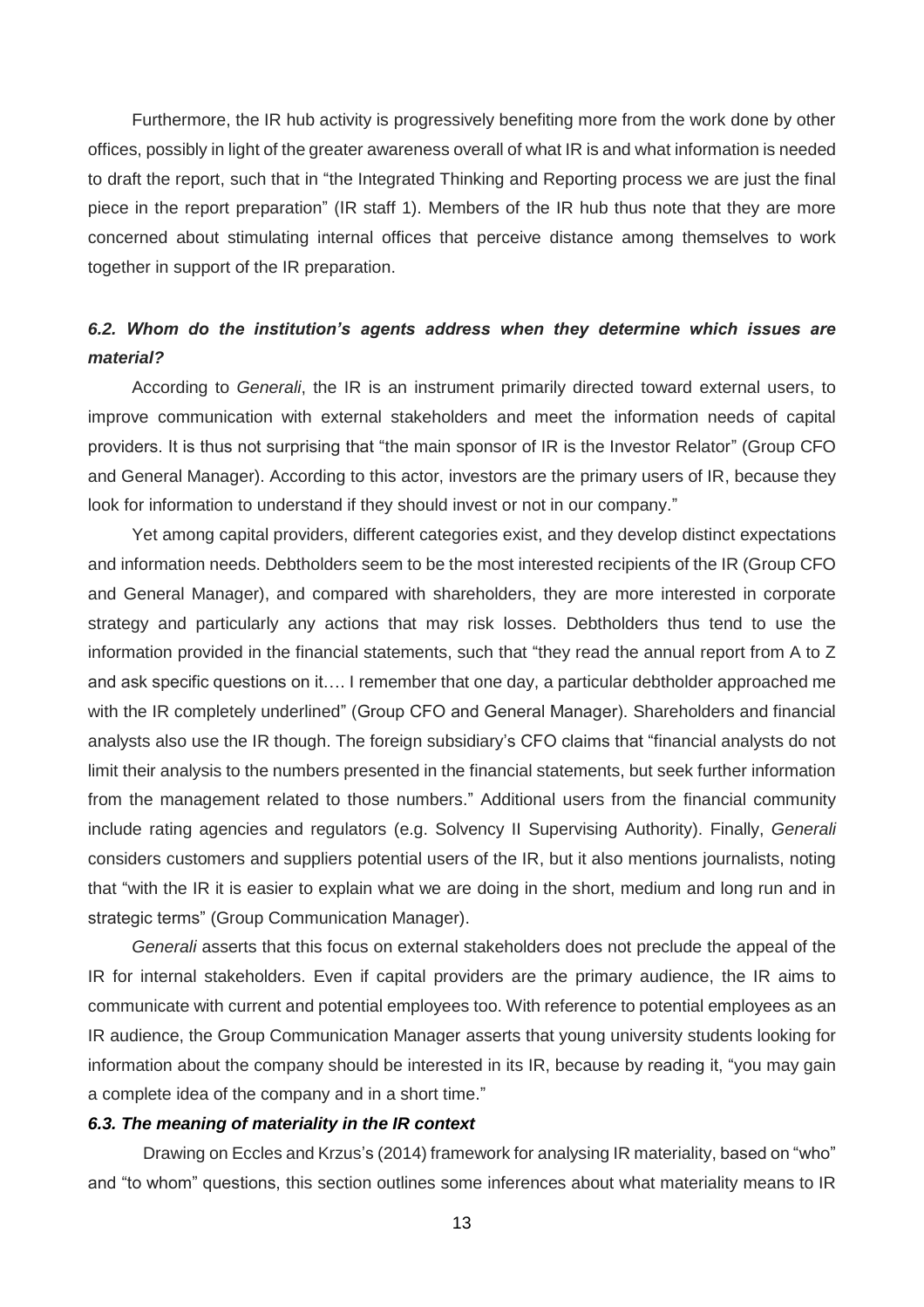Furthermore, the IR hub activity is progressively benefiting more from the work done by other offices, possibly in light of the greater awareness overall of what IR is and what information is needed to draft the report, such that in "the Integrated Thinking and Reporting process we are just the final piece in the report preparation" (IR staff 1). Members of the IR hub thus note that they are more concerned about stimulating internal offices that perceive distance among themselves to work together in support of the IR preparation.

### *6.2. Whom do the institution's agents address when they determine which issues are material?*

According to *Generali*, the IR is an instrument primarily directed toward external users, to improve communication with external stakeholders and meet the information needs of capital providers. It is thus not surprising that "the main sponsor of IR is the Investor Relator" (Group CFO and General Manager). According to this actor, investors are the primary users of IR, because they look for information to understand if they should invest or not in our company."

Yet among capital providers, different categories exist, and they develop distinct expectations and information needs. Debtholders seem to be the most interested recipients of the IR (Group CFO and General Manager), and compared with shareholders, they are more interested in corporate strategy and particularly any actions that may risk losses. Debtholders thus tend to use the information provided in the financial statements, such that "they read the annual report from A to Z and ask specific questions on it…. I remember that one day, a particular debtholder approached me with the IR completely underlined" (Group CFO and General Manager). Shareholders and financial analysts also use the IR though. The foreign subsidiary's CFO claims that "financial analysts do not limit their analysis to the numbers presented in the financial statements, but seek further information from the management related to those numbers." Additional users from the financial community include rating agencies and regulators (e.g. Solvency II Supervising Authority). Finally, *Generali* considers customers and suppliers potential users of the IR, but it also mentions journalists, noting that "with the IR it is easier to explain what we are doing in the short, medium and long run and in strategic terms" (Group Communication Manager).

*Generali* asserts that this focus on external stakeholders does not preclude the appeal of the IR for internal stakeholders. Even if capital providers are the primary audience, the IR aims to communicate with current and potential employees too. With reference to potential employees as an IR audience, the Group Communication Manager asserts that young university students looking for information about the company should be interested in its IR, because by reading it, "you may gain a complete idea of the company and in a short time."

### *6.3. The meaning of materiality in the IR context*

Drawing on Eccles and Krzus's (2014) framework for analysing IR materiality, based on "who" and "to whom" questions, this section outlines some inferences about what materiality means to IR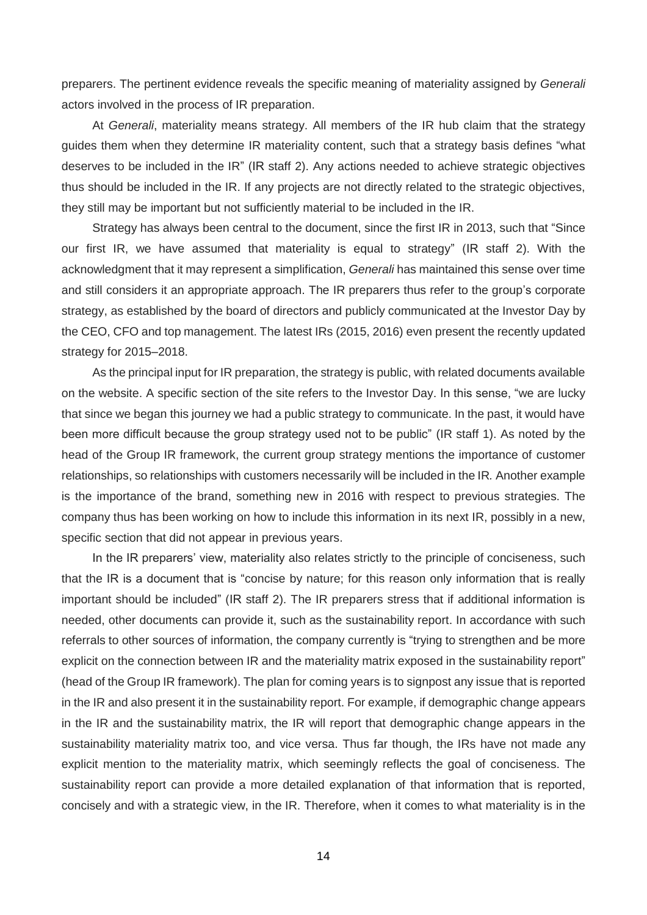preparers. The pertinent evidence reveals the specific meaning of materiality assigned by *Generali* actors involved in the process of IR preparation.

At *Generali*, materiality means strategy. All members of the IR hub claim that the strategy guides them when they determine IR materiality content, such that a strategy basis defines "what deserves to be included in the IR" (IR staff 2). Any actions needed to achieve strategic objectives thus should be included in the IR. If any projects are not directly related to the strategic objectives, they still may be important but not sufficiently material to be included in the IR.

Strategy has always been central to the document, since the first IR in 2013, such that "Since our first IR, we have assumed that materiality is equal to strategy" (IR staff 2). With the acknowledgment that it may represent a simplification, *Generali* has maintained this sense over time and still considers it an appropriate approach. The IR preparers thus refer to the group's corporate strategy, as established by the board of directors and publicly communicated at the Investor Day by the CEO, CFO and top management. The latest IRs (2015, 2016) even present the recently updated strategy for 2015–2018.

As the principal input for IR preparation, the strategy is public, with related documents available on the website. A specific section of the site refers to the Investor Day. In this sense, "we are lucky that since we began this journey we had a public strategy to communicate. In the past, it would have been more difficult because the group strategy used not to be public" (IR staff 1). As noted by the head of the Group IR framework, the current group strategy mentions the importance of customer relationships, so relationships with customers necessarily will be included in the IR. Another example is the importance of the brand, something new in 2016 with respect to previous strategies. The company thus has been working on how to include this information in its next IR, possibly in a new, specific section that did not appear in previous years.

In the IR preparers' view, materiality also relates strictly to the principle of conciseness, such that the IR is a document that is "concise by nature; for this reason only information that is really important should be included" (IR staff 2). The IR preparers stress that if additional information is needed, other documents can provide it, such as the sustainability report. In accordance with such referrals to other sources of information, the company currently is "trying to strengthen and be more explicit on the connection between IR and the materiality matrix exposed in the sustainability report" (head of the Group IR framework). The plan for coming years is to signpost any issue that is reported in the IR and also present it in the sustainability report. For example, if demographic change appears in the IR and the sustainability matrix, the IR will report that demographic change appears in the sustainability materiality matrix too, and vice versa. Thus far though, the IRs have not made any explicit mention to the materiality matrix, which seemingly reflects the goal of conciseness. The sustainability report can provide a more detailed explanation of that information that is reported, concisely and with a strategic view, in the IR. Therefore, when it comes to what materiality is in the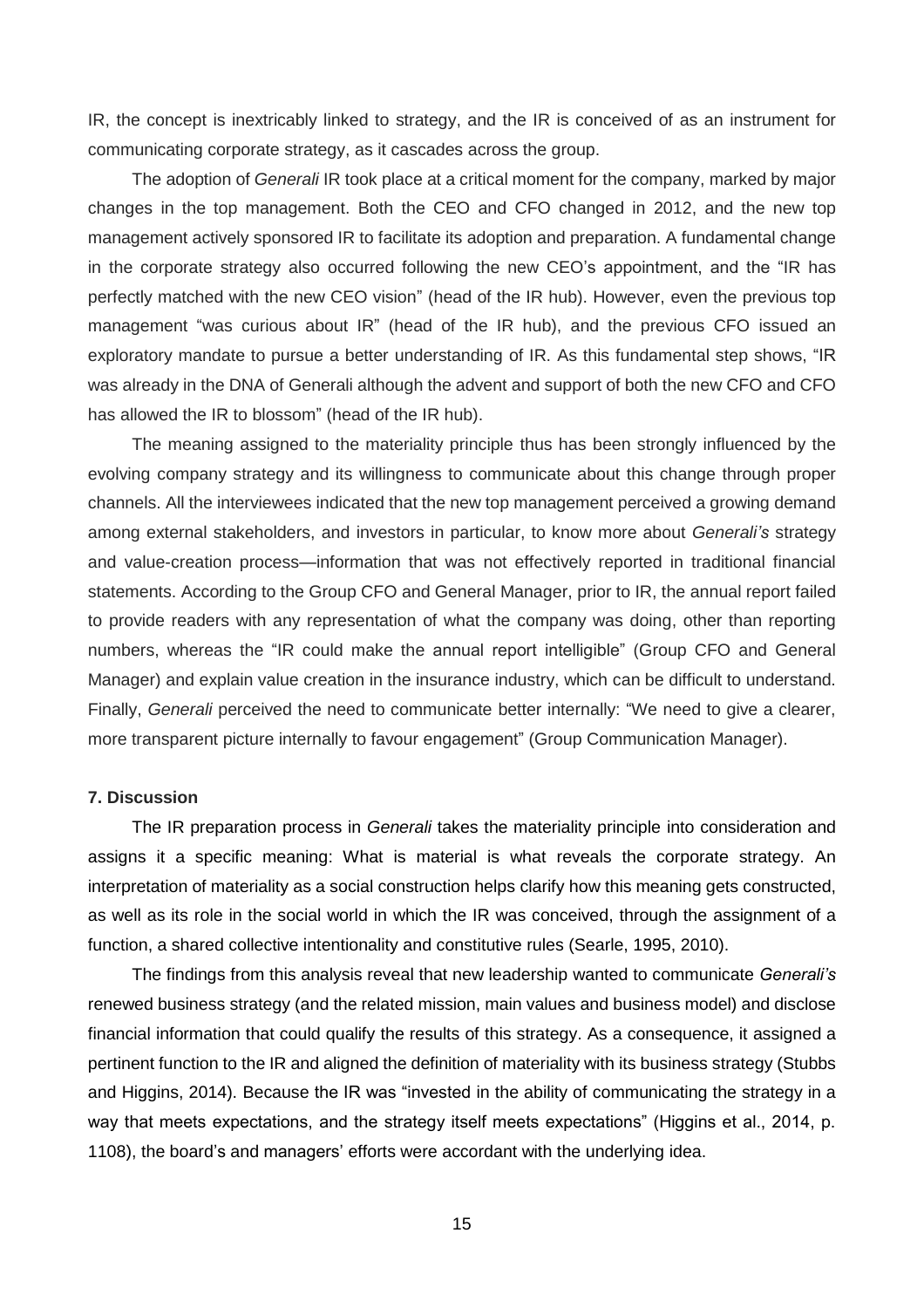IR, the concept is inextricably linked to strategy, and the IR is conceived of as an instrument for communicating corporate strategy, as it cascades across the group.

The adoption of *Generali* IR took place at a critical moment for the company, marked by major changes in the top management. Both the CEO and CFO changed in 2012, and the new top management actively sponsored IR to facilitate its adoption and preparation. A fundamental change in the corporate strategy also occurred following the new CEO's appointment, and the "IR has perfectly matched with the new CEO vision" (head of the IR hub). However, even the previous top management "was curious about IR" (head of the IR hub), and the previous CFO issued an exploratory mandate to pursue a better understanding of IR. As this fundamental step shows, "IR was already in the DNA of Generali although the advent and support of both the new CFO and CFO has allowed the IR to blossom" (head of the IR hub).

The meaning assigned to the materiality principle thus has been strongly influenced by the evolving company strategy and its willingness to communicate about this change through proper channels. All the interviewees indicated that the new top management perceived a growing demand among external stakeholders, and investors in particular, to know more about *Generali's* strategy and value-creation process—information that was not effectively reported in traditional financial statements. According to the Group CFO and General Manager, prior to IR, the annual report failed to provide readers with any representation of what the company was doing, other than reporting numbers, whereas the "IR could make the annual report intelligible" (Group CFO and General Manager) and explain value creation in the insurance industry, which can be difficult to understand. Finally, *Generali* perceived the need to communicate better internally: "We need to give a clearer, more transparent picture internally to favour engagement" (Group Communication Manager).

## 7. Discussion

The IR preparation process in *Generali* takes the materiality principle into consideration and assigns it a specific meaning: What is material is what reveals the corporate strategy. An interpretation of materiality as a social construction helps clarify how this meaning gets constructed, as well as its role in the social world in which the IR was conceived, through the assignment of a function, a shared collective intentionality and constitutive rules (Searle, 1995, 2010).

The findings from this analysis reveal that new leadership wanted to communicate *Generali's* renewed business strategy (and the related mission, main values and business model) and disclose financial information that could qualify the results of this strategy. As a consequence, it assigned a pertinent function to the IR and aligned the definition of materiality with its business strategy (Stubbs and Higgins, 2014). Because the IR was "invested in the ability of communicating the strategy in a way that meets expectations, and the strategy itself meets expectations" (Higgins et al., 2014, p. 1108), the board's and managers' efforts were accordant with the underlying idea.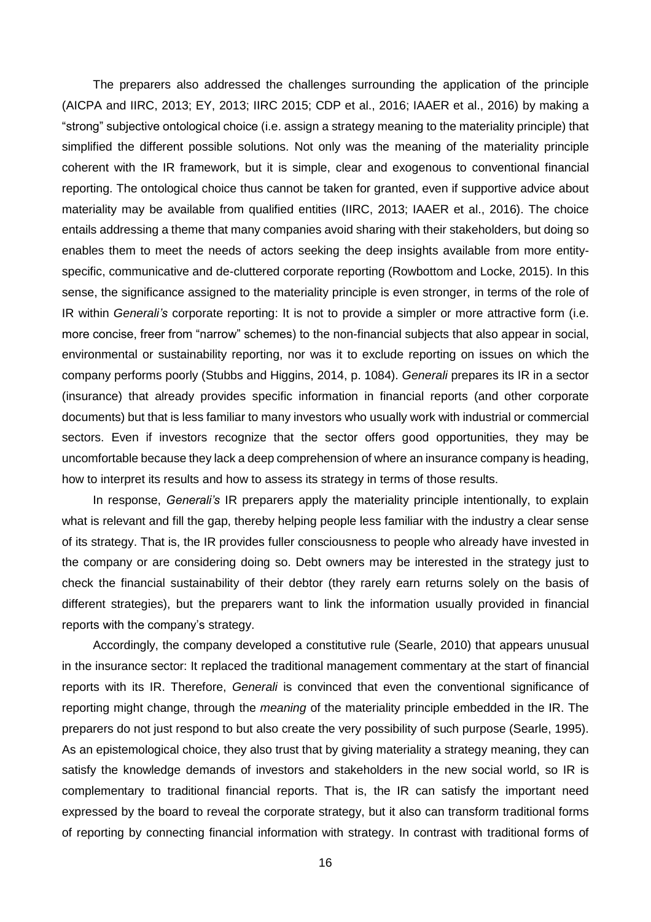The preparers also addressed the challenges surrounding the application of the principle (AICPA and IIRC, 2013; EY, 2013; IIRC 2015; CDP et al., 2016; IAAER et al., 2016) by making a "strong" subjective ontological choice (i.e. assign a strategy meaning to the materiality principle) that simplified the different possible solutions. Not only was the meaning of the materiality principle coherent with the IR framework, but it is simple, clear and exogenous to conventional financial reporting. The ontological choice thus cannot be taken for granted, even if supportive advice about materiality may be available from qualified entities (IIRC, 2013; IAAER et al., 2016). The choice entails addressing a theme that many companies avoid sharing with their stakeholders, but doing so enables them to meet the needs of actors seeking the deep insights available from more entity-specific, communicative and de-cluttered corporate reporting (Rowbottom and Locke, 2015). In this sense, the significance assigned to the materiality principle is even stronger, in terms of the role of IR within *Generali's* corporate reporting: It is not to provide a simpler or more attractive form (i.e. more concise, freer from "narrow" schemes) to the non-financial subjects that also appear in social, environmental or sustainability reporting, nor was it to exclude reporting on issues on which the company performs poorly (Stubbs and Higgins, 2014, p. 1084). *Generali* prepares its IR in a sector (insurance) that already provides specific information in financial reports (and other corporate documents) but that is less familiar to many investors who usually work with industrial or commercial sectors. Even if investors recognize that the sector offers good opportunities, they may be uncomfortable because they lack a deep comprehension of where an insurance company is heading, how to interpret its results and how to assess its strategy in terms of those results.

In response, *Generali's* IR preparers apply the materiality principle intentionally, to explain what is relevant and fill the gap, thereby helping people less familiar with the industry a clear sense of its strategy. That is, the IR provides fuller consciousness to people who already have invested in the company or are considering doing so. Debt owners may be interested in the strategy just to check the financial sustainability of their debtor (they rarely earn returns solely on the basis of different strategies), but the preparers want to link the information usually provided in financial reports with the company's strategy.

Accordingly, the company developed a constitutive rule (Searle, 2010) that appears unusual in the insurance sector: It replaced the traditional management commentary at the start of financial reports with its IR. Therefore, *Generali* is convinced that even the conventional significance of reporting might change, through the *meaning* of the materiality principle embedded in the IR. The preparers do not just respond to but also create the very possibility of such purpose (Searle, 1995). As an epistemological choice, they also trust that by giving materiality a strategy meaning, they can satisfy the knowledge demands of investors and stakeholders in the new social world, so IR is complementary to traditional financial reports. That is, the IR can satisfy the important need expressed by the board to reveal the corporate strategy, but it also can transform traditional forms of reporting by connecting financial information with strategy. In contrast with traditional forms of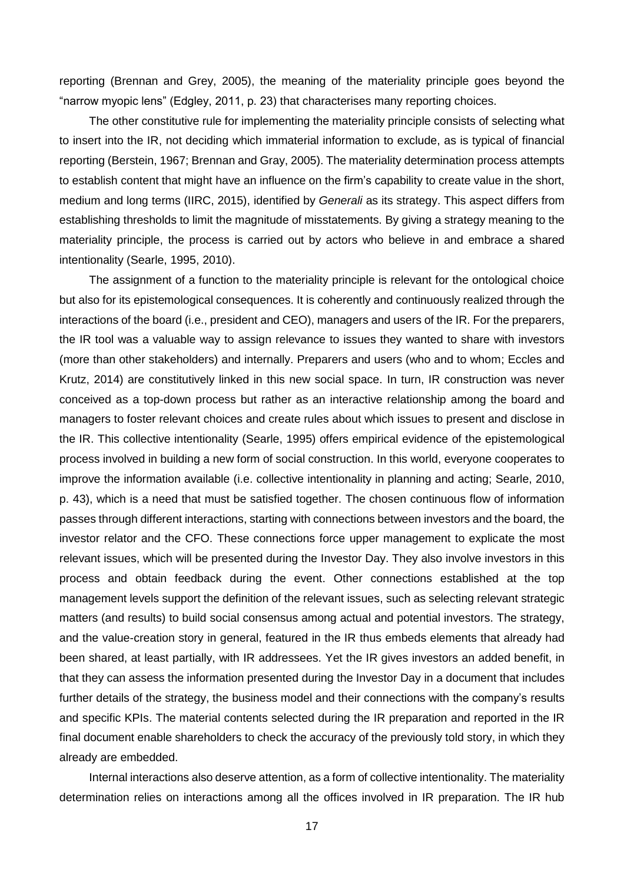reporting (Brennan and Grey, 2005), the meaning of the materiality principle goes beyond the "narrow myopic lens" (Edgley, 2011, p. 23) that characterises many reporting choices.

The other constitutive rule for implementing the materiality principle consists of selecting what to insert into the IR, not deciding which immaterial information to exclude, as is typical of financial reporting (Berstein, 1967; Brennan and Gray, 2005). The materiality determination process attempts to establish content that might have an influence on the firm's capability to create value in the short, medium and long terms (IIRC, 2015), identified by *Generali* as its strategy. This aspect differs from establishing thresholds to limit the magnitude of misstatements. By giving a strategy meaning to the materiality principle, the process is carried out by actors who believe in and embrace a shared intentionality (Searle, 1995, 2010).

The assignment of a function to the materiality principle is relevant for the ontological choice but also for its epistemological consequences. It is coherently and continuously realized through the interactions of the board (i.e., president and CEO), managers and users of the IR. For the preparers, the IR tool was a valuable way to assign relevance to issues they wanted to share with investors (more than other stakeholders) and internally. Preparers and users (who and to whom; Eccles and Krutz, 2014) are constitutively linked in this new social space. In turn, IR construction was never conceived as a top-down process but rather as an interactive relationship among the board and managers to foster relevant choices and create rules about which issues to present and disclose in the IR. This collective intentionality (Searle, 1995) offers empirical evidence of the epistemological process involved in building a new form of social construction. In this world, everyone cooperates to improve the information available (i.e. collective intentionality in planning and acting; Searle, 2010, p. 43), which is a need that must be satisfied together. The chosen continuous flow of information passes through different interactions, starting with connections between investors and the board, the investor relator and the CFO. These connections force upper management to explicate the most relevant issues, which will be presented during the Investor Day. They also involve investors in this process and obtain feedback during the event. Other connections established at the top management levels support the definition of the relevant issues, such as selecting relevant strategic matters (and results) to build social consensus among actual and potential investors. The strategy, and the value-creation story in general, featured in the IR thus embeds elements that already had been shared, at least partially, with IR addressees. Yet the IR gives investors an added benefit, in that they can assess the information presented during the Investor Day in a document that includes further details of the strategy, the business model and their connections with the company's results and specific KPIs. The material contents selected during the IR preparation and reported in the IR final document enable shareholders to check the accuracy of the previously told story, in which they already are embedded.

Internal interactions also deserve attention, as a form of collective intentionality. The materiality determination relies on interactions among all the offices involved in IR preparation. The IR hub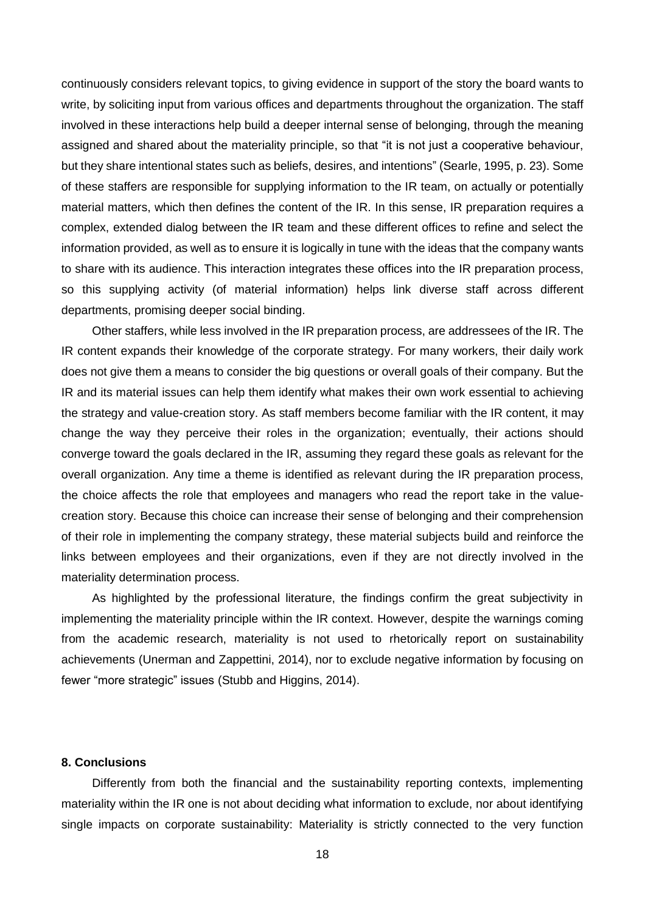continuously considers relevant topics, to giving evidence in support of the story the board wants to write, by soliciting input from various offices and departments throughout the organization. The staff involved in these interactions help build a deeper internal sense of belonging, through the meaning assigned and shared about the materiality principle, so that "it is not just a cooperative behaviour, but they share intentional states such as beliefs, desires, and intentions" (Searle, 1995, p. 23). Some of these staffers are responsible for supplying information to the IR team, on actually or potentially material matters, which then defines the content of the IR. In this sense, IR preparation requires a complex, extended dialog between the IR team and these different offices to refine and select the information provided, as well as to ensure it is logically in tune with the ideas that the company wants to share with its audience. This interaction integrates these offices into the IR preparation process, so this supplying activity (of material information) helps link diverse staff across different departments, promising deeper social binding.

Other staffers, while less involved in the IR preparation process, are addressees of the IR. The IR content expands their knowledge of the corporate strategy. For many workers, their daily work does not give them a means to consider the big questions or overall goals of their company. But the IR and its material issues can help them identify what makes their own work essential to achieving the strategy and value-creation story. As staff members become familiar with the IR content, it may change the way they perceive their roles in the organization; eventually, their actions should converge toward the goals declared in the IR, assuming they regard these goals as relevant for the overall organization. Any time a theme is identified as relevant during the IR preparation process, the choice affects the role that employees and managers who read the report take in the value-creation story. Because this choice can increase their sense of belonging and their comprehension of their role in implementing the company strategy, these material subjects build and reinforce the links between employees and their organizations, even if they are not directly involved in the materiality determination process.

As highlighted by the professional literature, the findings confirm the great subjectivity in implementing the materiality principle within the IR context. However, despite the warnings coming from the academic research, materiality is not used to rhetorically report on sustainability achievements (Unerman and Zappettini, 2014), nor to exclude negative information by focusing on fewer "more strategic" issues (Stubb and Higgins, 2014).

## 8. Conclusions

Differently from both the financial and the sustainability reporting contexts, implementing materiality within the IR one is not about deciding what information to exclude, nor about identifying single impacts on corporate sustainability: Materiality is strictly connected to the very function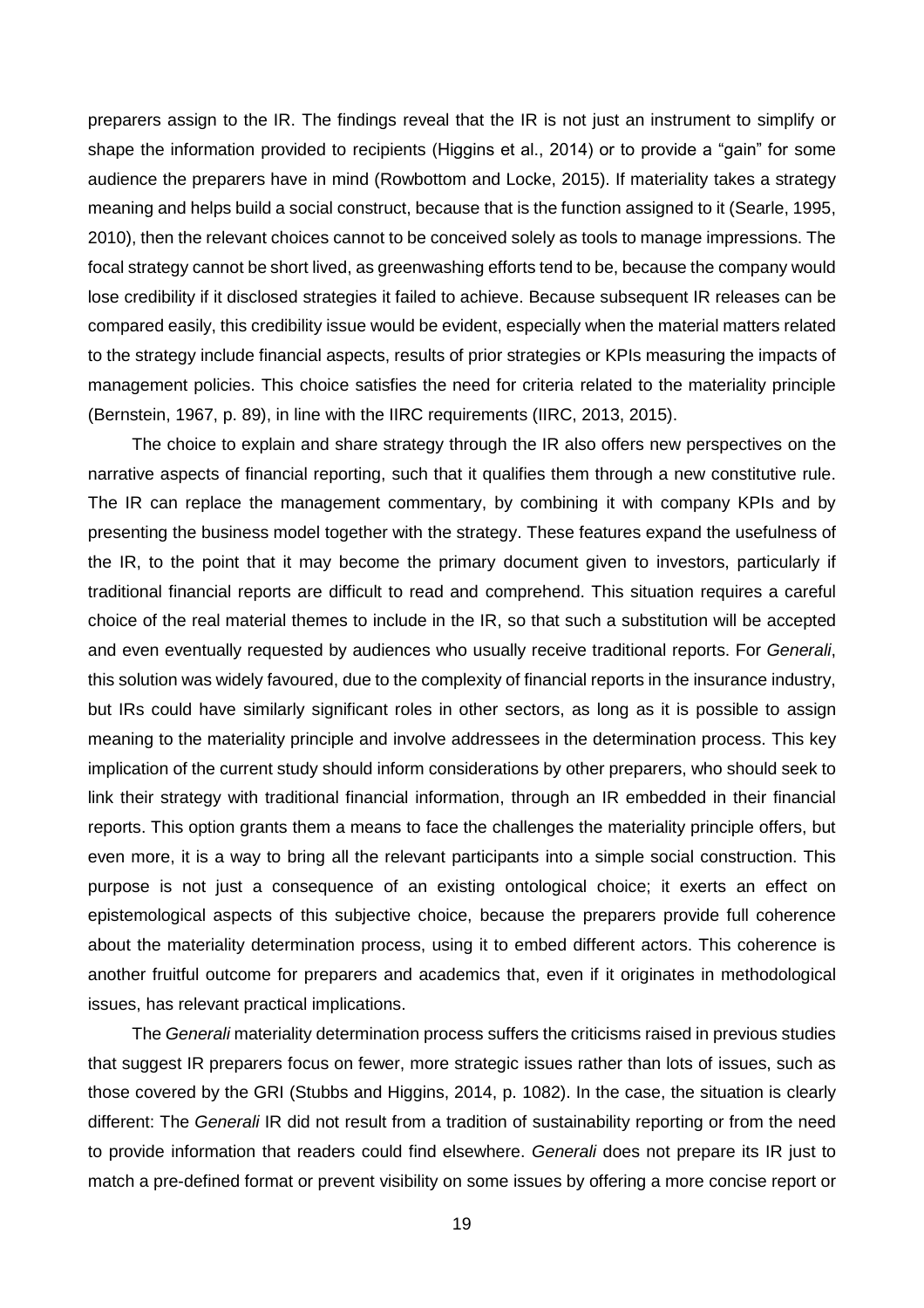preparers assign to the IR. The findings reveal that the IR is not just an instrument to simplify or shape the information provided to recipients (Higgins et al., 2014) or to provide a "gain" for some audience the preparers have in mind (Rowbottom and Locke, 2015). If materiality takes a strategy meaning and helps build a social construct, because that is the function assigned to it (Searle, 1995, 2010), then the relevant choices cannot to be conceived solely as tools to manage impressions. The focal strategy cannot be short lived, as greenwashing efforts tend to be, because the company would lose credibility if it disclosed strategies it failed to achieve. Because subsequent IR releases can be compared easily, this credibility issue would be evident, especially when the material matters related to the strategy include financial aspects, results of prior strategies or KPIs measuring the impacts of management policies. This choice satisfies the need for criteria related to the materiality principle (Bernstein, 1967, p. 89), in line with the IIRC requirements (IIRC, 2013, 2015).

The choice to explain and share strategy through the IR also offers new perspectives on the narrative aspects of financial reporting, such that it qualifies them through a new constitutive rule. The IR can replace the management commentary, by combining it with company KPIs and by presenting the business model together with the strategy. These features expand the usefulness of the IR, to the point that it may become the primary document given to investors, particularly if traditional financial reports are difficult to read and comprehend. This situation requires a careful choice of the real material themes to include in the IR, so that such a substitution will be accepted and even eventually requested by audiences who usually receive traditional reports. For *Generali*, this solution was widely favoured, due to the complexity of financial reports in the insurance industry, but IRs could have similarly significant roles in other sectors, as long as it is possible to assign meaning to the materiality principle and involve addressees in the determination process. This key implication of the current study should inform considerations by other preparers, who should seek to link their strategy with traditional financial information, through an IR embedded in their financial reports. This option grants them a means to face the challenges the materiality principle offers, but even more, it is a way to bring all the relevant participants into a simple social construction. This purpose is not just a consequence of an existing ontological choice; it exerts an effect on epistemological aspects of this subjective choice, because the preparers provide full coherence about the materiality determination process, using it to embed different actors. This coherence is another fruitful outcome for preparers and academics that, even if it originates in methodological issues, has relevant practical implications.

The *Generali* materiality determination process suffers the criticisms raised in previous studies that suggest IR preparers focus on fewer, more strategic issues rather than lots of issues, such as those covered by the GRI (Stubbs and Higgins, 2014, p. 1082). In the case, the situation is clearly different: The *Generali* IR did not result from a tradition of sustainability reporting or from the need to provide information that readers could find elsewhere. *Generali* does not prepare its IR just to match a pre-defined format or prevent visibility on some issues by offering a more concise report or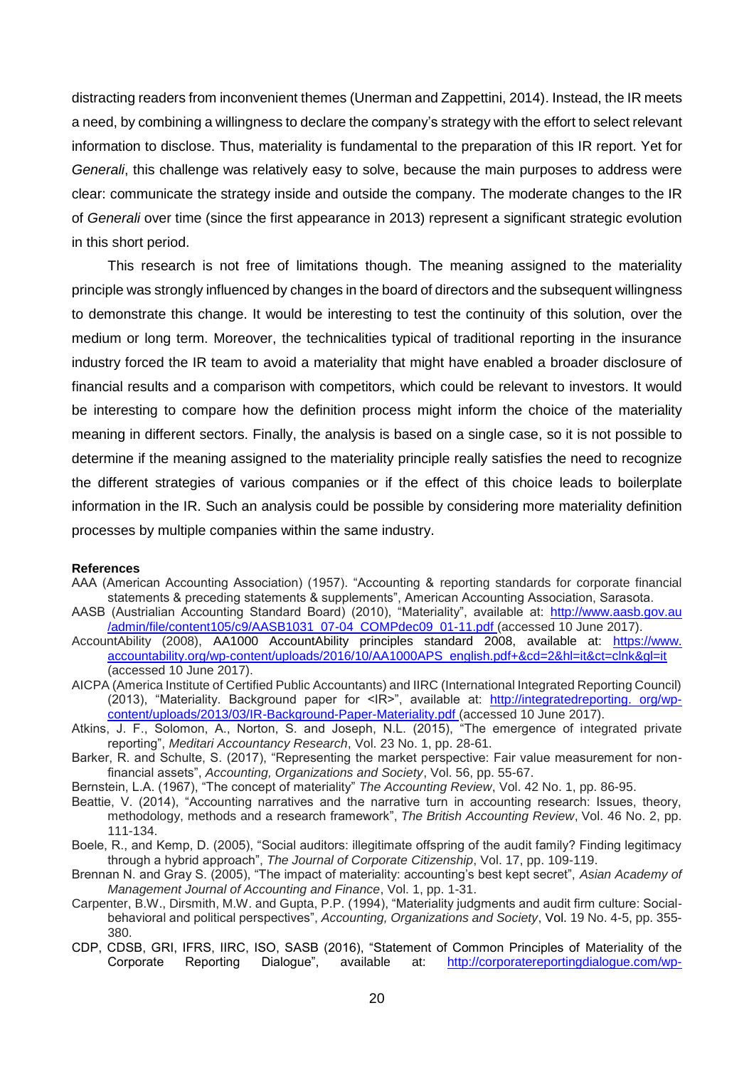distracting readers from inconvenient themes (Unerman and Zappettini, 2014). Instead, the IR meets a need, by combining a willingness to declare the company's strategy with the effort to select relevant information to disclose. Thus, materiality is fundamental to the preparation of this IR report. Yet for *Generali*, this challenge was relatively easy to solve, because the main purposes to address were clear: communicate the strategy inside and outside the company. The moderate changes to the IR of *Generali* over time (since the first appearance in 2013) represent a significant strategic evolution in this short period.

This research is not free of limitations though. The meaning assigned to the materiality principle was strongly influenced by changes in the board of directors and the subsequent willingness to demonstrate this change. It would be interesting to test the continuity of this solution, over the medium or long term. Moreover, the technicalities typical of traditional reporting in the insurance industry forced the IR team to avoid a materiality that might have enabled a broader disclosure of financial results and a comparison with competitors, which could be relevant to investors. It would be interesting to compare how the definition process might inform the choice of the materiality meaning in different sectors. Finally, the analysis is based on a single case, so it is not possible to determine if the meaning assigned to the materiality principle really satisfies the need to recognize the different strategies of various companies or if the effect of this choice leads to boilerplate information in the IR. Such an analysis could be possible by considering more materiality definition processes by multiple companies within the same industry.

**References**

AAA (American Accounting Association) (1957). "Accounting & reporting standards for corporate financial statements & preceding statements & supplements", American Accounting Association, Sarasota.

AASB (Austrialian Accounting Standard Board) (2010), "Materiality", available at: http://www.aasb.gov.au/admin/file/content105/c9/AASB1031_07-04_COMPdec09_01-11.pdf (accessed 10 June 2017).

AccountAbility (2008), AA1000 AccountAbility principles standard 2008, available at: https://www.accountability.org/wp-content/uploads/2016/10/AA1000APS_english.pdf+&cd=2&hl=it&ct=clnk&gl=it (accessed 10 June 2017).

AICPA (America Institute of Certified Public Accountants) and IIRC (International Integrated Reporting Council) (2013), "Materiality. Background paper for <IR>", available at: http://integratedreporting.org/wp-content/uploads/2013/03/IR-Background-Paper-Materiality.pdf (accessed 10 June 2017).

Atkins, J. F., Solomon, A., Norton, S. and Joseph, N.L. (2015), "The emergence of integrated private reporting", *Meditari Accountancy Research*, Vol. 23 No. 1, pp. 28-61.

Barker, R. and Schulte, S. (2017), "Representing the market perspective: Fair value measurement for non-financial assets", *Accounting, Organizations and Society*, Vol. 56, pp. 55-67.

Bernstein, L.A. (1967), "The concept of materiality" *The Accounting Review*, Vol. 42 No. 1, pp. 86-95.

Beattie, V. (2014), "Accounting narratives and the narrative turn in accounting research: Issues, theory, methodology, methods and a research framework", *The British Accounting Review*, Vol. 46 No. 2, pp. 111-134.

Boele, R., and Kemp, D. (2005), "Social auditors: illegitimate offspring of the audit family? Finding legitimacy through a hybrid approach", *The Journal of Corporate Citizenship*, Vol. 17, pp. 109-119.

Brennan N. and Gray S. (2005), "The impact of materiality: accounting's best kept secret", *Asian Academy of Management Journal of Accounting and Finance*, Vol. 1, pp. 1-31.

Carpenter, B.W., Dirsmith, M.W. and Gupta, P.P. (1994), "Materiality judgments and audit firm culture: Social-behavioral and political perspectives", *Accounting, Organizations and Society*, Vol. 19 No. 4-5, pp. 355-380.

CDP, CDSB, GRI, IFRS, IIRC, ISO, SASB (2016), "Statement of Common Principles of Materiality of the Corporate Reporting Dialogue", available at: http://corporatereportingdialogue.com/wp-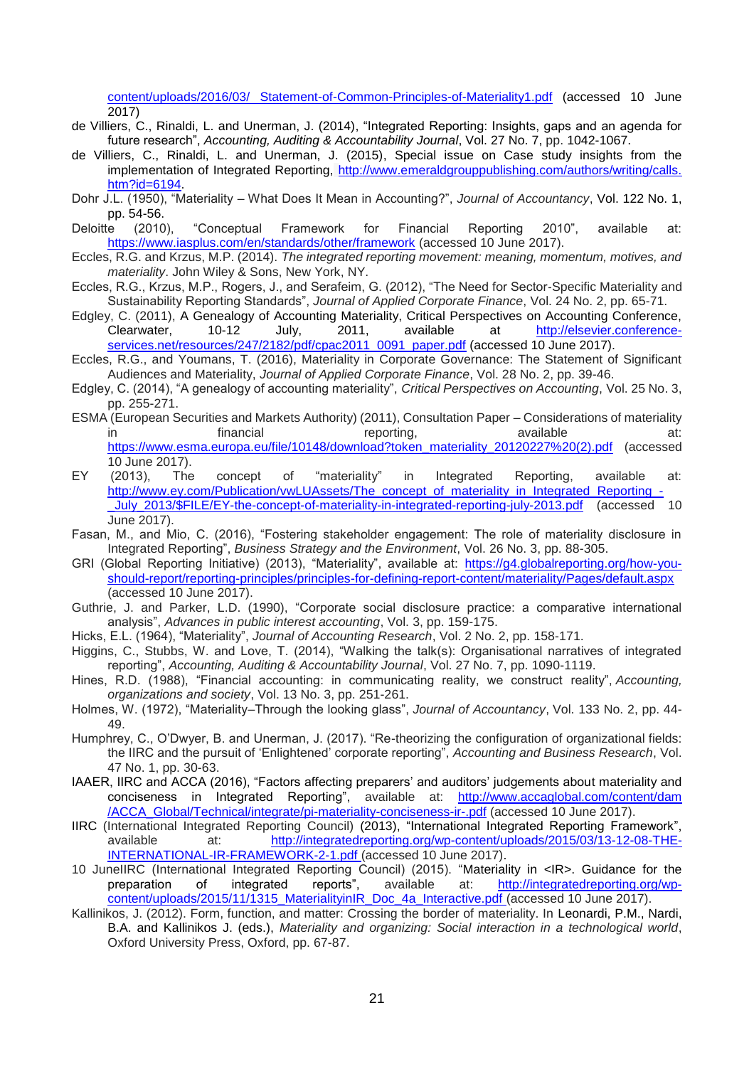content/uploads/2016/03/_Statement-of-Common-Principles-of-Materiality1.pdf (accessed 10 June 2017)

de Villiers, C., Rinaldi, L. and Unerman, J. (2014), "Integrated Reporting: Insights, gaps and an agenda for future research", *Accounting, Auditing & Accountability Journal*, Vol. 27 No. 7, pp. 1042-1067.

de Villiers, C., Rinaldi, L. and Unerman, J. (2015), Special issue on Case study insights from the implementation of Integrated Reporting, http://www.emeraldgrouppublishing.com/authors/writing/calls.htm?id=6194.

Dohr J.L. (1950), "Materiality – What Does It Mean in Accounting?", *Journal of Accountancy*, Vol. 122 No. 1, pp. 54-56.

Deloitte (2010), "Conceptual Framework for Financial Reporting 2010", available at: https://www.iasplus.com/en/standards/other/framework (accessed 10 June 2017).

Eccles, R.G. and Krzus, M.P. (2014). *The integrated reporting movement: meaning, momentum, motives, and materiality*. John Wiley & Sons, New York, NY.

Eccles, R.G., Krzus, M.P., Rogers, J., and Serafeim, G. (2012), "The Need for Sector-Specific Materiality and Sustainability Reporting Standards", *Journal of Applied Corporate Finance*, Vol. 24 No. 2, pp. 65-71.

Edgley, C. (2011), A Genealogy of Accounting Materiality, Critical Perspectives on Accounting Conference, Clearwater, 10-12 July, 2011, available at http://elsevier.conference-services.net/resources/247/2182/pdf/cpac2011_0091_paper.pdf (accessed 10 June 2017).

Eccles, R.G., and Youmans, T. (2016), Materiality in Corporate Governance: The Statement of Significant Audiences and Materiality, *Journal of Applied Corporate Finance*, Vol. 28 No. 2, pp. 39-46.

Edgley, C. (2014), "A genealogy of accounting materiality", *Critical Perspectives on Accounting*, Vol. 25 No. 3, pp. 255-271.

ESMA (European Securities and Markets Authority) (2011), Consultation Paper – Considerations of materiality in financial reporting, available at: https://www.esma.europa.eu/file/10148/download?token_materiality_20120227%20(2).pdf (accessed 10 June 2017).

EY (2013), The concept of "materiality" in Integrated Reporting, available at: http://www.ey.com/Publication/vwLUAssets/The_concept_of_materiality_in_Integrated_Reporting_-_July_2013/$FILE/EY-the-concept-of-materiality-in-integrated-reporting-july-2013.pdf (accessed 10 June 2017).

Fasan, M., and Mio, C. (2016), "Fostering stakeholder engagement: The role of materiality disclosure in Integrated Reporting", *Business Strategy and the Environment*, Vol. 26 No. 3, pp. 88-305.

GRI (Global Reporting Initiative) (2013), "Materiality", available at: https://g4.globalreporting.org/how-you-should-report/reporting-principles/principles-for-defining-report-content/materiality/Pages/default.aspx (accessed 10 June 2017).

Guthrie, J. and Parker, L.D. (1990), "Corporate social disclosure practice: a comparative international analysis", *Advances in public interest accounting*, Vol. 3, pp. 159-175.

Hicks, E.L. (1964), "Materiality", *Journal of Accounting Research*, Vol. 2 No. 2, pp. 158-171.

Higgins, C., Stubbs, W. and Love, T. (2014), "Walking the talk(s): Organisational narratives of integrated reporting", *Accounting, Auditing & Accountability Journal*, Vol. 27 No. 7, pp. 1090-1119.

Hines, R.D. (1988), "Financial accounting: in communicating reality, we construct reality", *Accounting, organizations and society*, Vol. 13 No. 3, pp. 251-261.

Holmes, W. (1972), "Materiality–Through the looking glass", *Journal of Accountancy*, Vol. 133 No. 2, pp. 44-49.

Humphrey, C., O'Dwyer, B. and Unerman, J. (2017). "Re-theorizing the configuration of organizational fields: the IIRC and the pursuit of 'Enlightened' corporate reporting", *Accounting and Business Research*, Vol. 47 No. 1, pp. 30-63.

IAAER, IIRC and ACCA (2016), "Factors affecting preparers' and auditors' judgements about materiality and conciseness in Integrated Reporting", available at: http://www.accaglobal.com/content/dam/ACCA_Global/Technical/integrate/pi-materiality-conciseness-ir-.pdf (accessed 10 June 2017).

IIRC (International Integrated Reporting Council) (2013), "International Integrated Reporting Framework", available at: http://integratedreporting.org/wp-content/uploads/2015/03/13-12-08-THE-INTERNATIONAL-IR-FRAMEWORK-2-1.pdf (accessed 10 June 2017).

10 JuneIIRC (International Integrated Reporting Council) (2015). "Materiality in <IR>. Guidance for the preparation of integrated reports", available at: http://integratedreporting.org/wp-content/uploads/2015/11/1315_MaterialityinIR_Doc_4a_Interactive.pdf (accessed 10 June 2017).

Kallinikos, J. (2012). Form, function, and matter: Crossing the border of materiality. In Leonardi, P.M., Nardi, B.A. and Kallinikos J. (eds.), *Materiality and organizing: Social interaction in a technological world*, Oxford University Press, Oxford, pp. 67-87.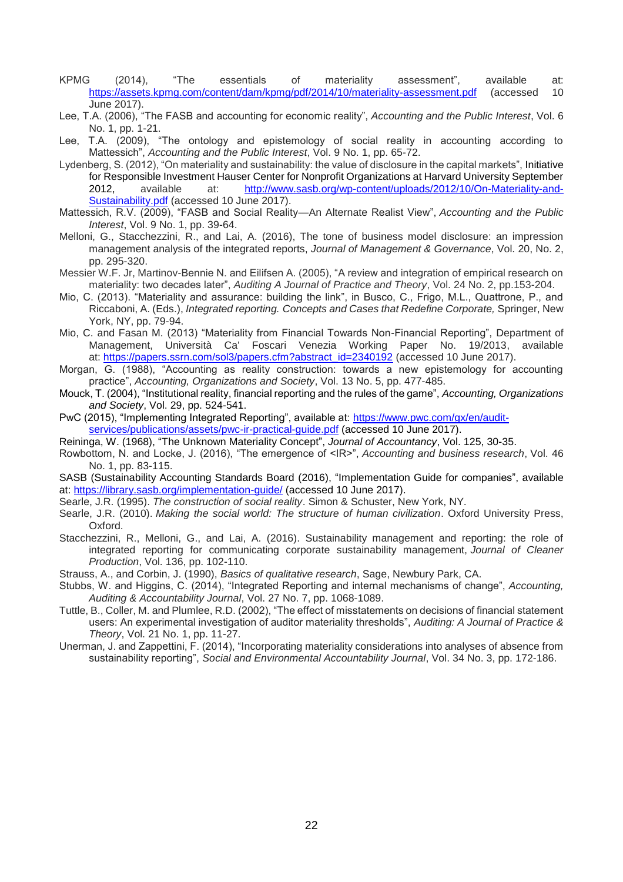KPMG (2014), "The essentials of materiality assessment", available at: https://assets.kpmg.com/content/dam/kpmg/pdf/2014/10/materiality-assessment.pdf (accessed 10 June 2017).

Lee, T.A. (2006), "The FASB and accounting for economic reality", *Accounting and the Public Interest*, Vol. 6 No. 1, pp. 1-21.

Lee, T.A. (2009), "The ontology and epistemology of social reality in accounting according to Mattessich", *Accounting and the Public Interest*, Vol. 9 No. 1, pp. 65-72.

Lydenberg, S. (2012), "On materiality and sustainability: the value of disclosure in the capital markets", Initiative for Responsible Investment Hauser Center for Nonprofit Organizations at Harvard University September 2012, available at: http://www.sasb.org/wp-content/uploads/2012/10/On-Materiality-and-Sustainability.pdf (accessed 10 June 2017).

Mattessich, R.V. (2009), "FASB and Social Reality—An Alternate Realist View", *Accounting and the Public Interest*, Vol. 9 No. 1, pp. 39-64.

Melloni, G., Stacchezzini, R., and Lai, A. (2016), The tone of business model disclosure: an impression management analysis of the integrated reports, *Journal of Management & Governance*, Vol. 20, No. 2, pp. 295-320.

Messier W.F. Jr, Martinov-Bennie N. and Eilifsen A. (2005), "A review and integration of empirical research on materiality: two decades later", *Auditing A Journal of Practice and Theory*, Vol. 24 No. 2, pp.153-204.

Mio, C. (2013). "Materiality and assurance: building the link", in Busco, C., Frigo, M.L., Quattrone, P., and Riccaboni, A. (Eds.), *Integrated reporting. Concepts and Cases that Redefine Corporate,* Springer, New York, NY, pp. 79-94.

Mio, C. and Fasan M. (2013) "Materiality from Financial Towards Non-Financial Reporting", Department of Management, Università Ca' Foscari Venezia Working Paper No. 19/2013, available at: https://papers.ssrn.com/sol3/papers.cfm?abstract_id=2340192 (accessed 10 June 2017).

Morgan, G. (1988), "Accounting as reality construction: towards a new epistemology for accounting practice", *Accounting, Organizations and Society*, Vol. 13 No. 5, pp. 477-485.

Mouck, T. (2004), "Institutional reality, financial reporting and the rules of the game", *Accounting, Organizations and Society*, Vol. 29, pp. 524-541.

PwC (2015), "Implementing Integrated Reporting", available at: https://www.pwc.com/gx/en/audit-services/publications/assets/pwc-ir-practical-guide.pdf (accessed 10 June 2017).

Reininga, W. (1968), "The Unknown Materiality Concept", *Journal of Accountancy*, Vol. 125, 30-35.

Rowbottom, N. and Locke, J. (2016), "The emergence of <IR>", *Accounting and business research*, Vol. 46 No. 1, pp. 83-115.

SASB (Sustainability Accounting Standards Board (2016), "Implementation Guide for companies", available at: https://library.sasb.org/implementation-guide/ (accessed 10 June 2017).

Searle, J.R. (1995). *The construction of social reality*. Simon & Schuster, New York, NY.

Searle, J.R. (2010). *Making the social world: The structure of human civilization*. Oxford University Press, Oxford.

Stacchezzini, R., Melloni, G., and Lai, A. (2016). Sustainability management and reporting: the role of integrated reporting for communicating corporate sustainability management, *Journal of Cleaner Production*, Vol. 136, pp. 102-110.

Strauss, A., and Corbin, J. (1990), *Basics of qualitative research*, Sage, Newbury Park, CA.

Stubbs, W. and Higgins, C. (2014), "Integrated Reporting and internal mechanisms of change", *Accounting, Auditing & Accountability Journal*, Vol. 27 No. 7, pp. 1068-1089.

Tuttle, B., Coller, M. and Plumlee, R.D. (2002), "The effect of misstatements on decisions of financial statement users: An experimental investigation of auditor materiality thresholds", *Auditing: A Journal of Practice & Theory*, Vol. 21 No. 1, pp. 11-27.

Unerman, J. and Zappettini, F. (2014), "Incorporating materiality considerations into analyses of absence from sustainability reporting", *Social and Environmental Accountability Journal*, Vol. 34 No. 3, pp. 172-186.